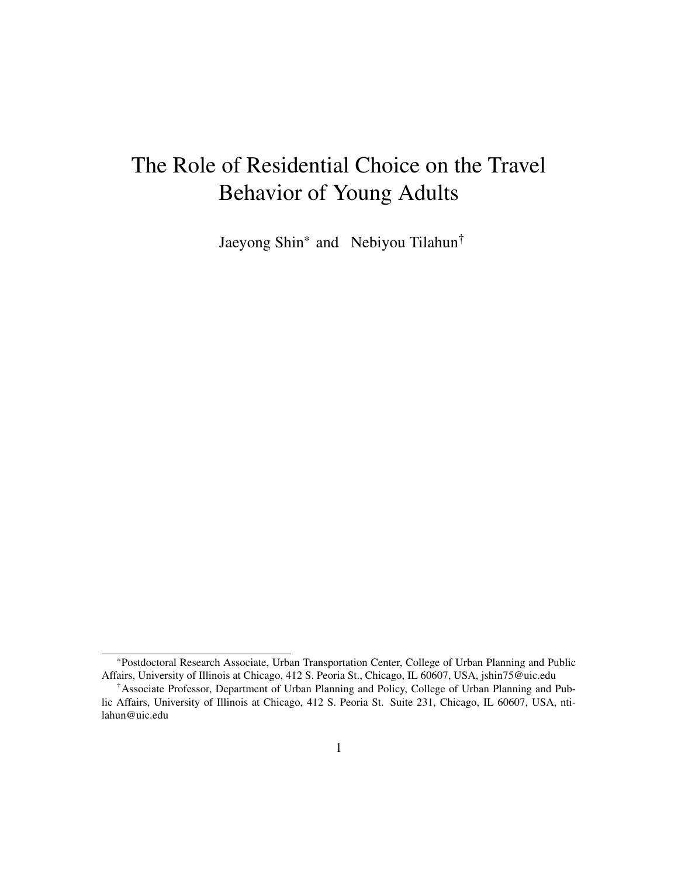# The Role of Residential Choice on the Travel Behavior of Young Adults

Jaeyong Shin* and Nebiyou Tilahun†

---

*Postdoctoral Research Associate, Urban Transportation Center, College of Urban Planning and Public Affairs, University of Illinois at Chicago, 412 S. Peoria St., Chicago, IL 60607, USA, jshin75@uic.edu

†Associate Professor, Department of Urban Planning and Policy, College of Urban Planning and Public Affairs, University of Illinois at Chicago, 412 S. Peoria St. Suite 231, Chicago, IL 60607, USA, ntilahun@uic.edu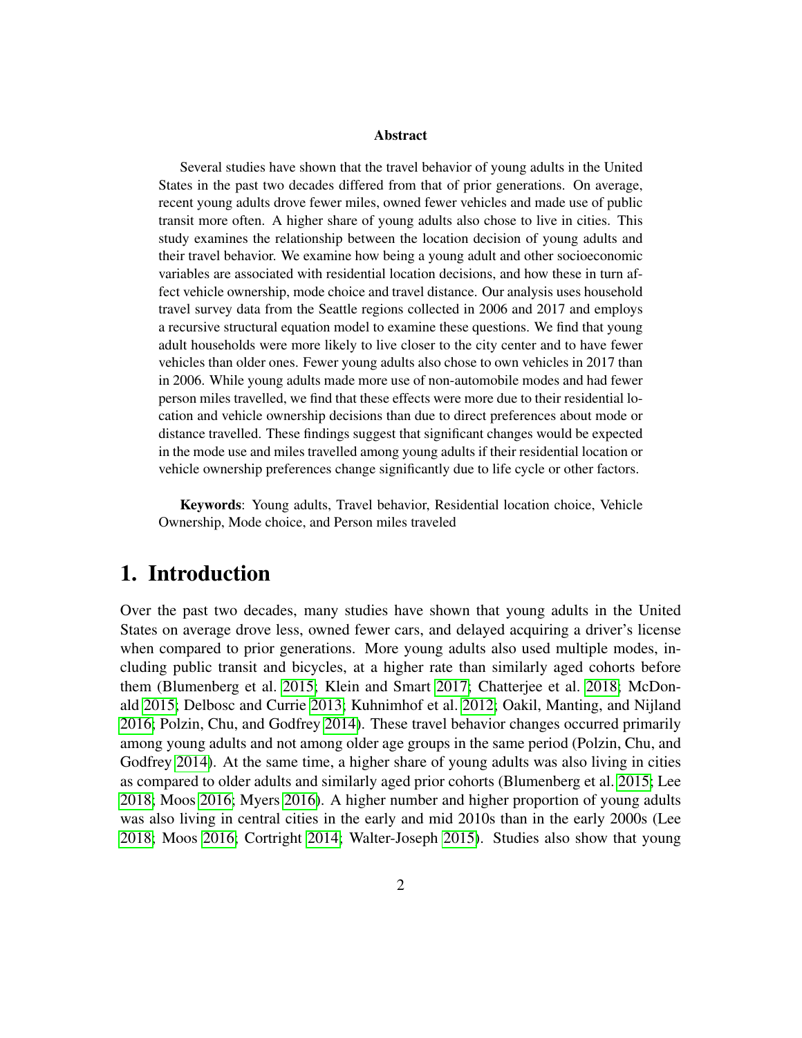**Abstract**

Several studies have shown that the travel behavior of young adults in the United States in the past two decades differed from that of prior generations. On average, recent young adults drove fewer miles, owned fewer vehicles and made use of public transit more often. A higher share of young adults also chose to live in cities. This study examines the relationship between the location decision of young adults and their travel behavior. We examine how being a young adult and other socioeconomic variables are associated with residential location decisions, and how these in turn affect vehicle ownership, mode choice and travel distance. Our analysis uses household travel survey data from the Seattle regions collected in 2006 and 2017 and employs a recursive structural equation model to examine these questions. We find that young adult households were more likely to live closer to the city center and to have fewer vehicles than older ones. Fewer young adults also chose to own vehicles in 2017 than in 2006. While young adults made more use of non-automobile modes and had fewer person miles travelled, we find that these effects were more due to their residential location and vehicle ownership decisions than due to direct preferences about mode or distance travelled. These findings suggest that significant changes would be expected in the mode use and miles travelled among young adults if their residential location or vehicle ownership preferences change significantly due to life cycle or other factors.

**Keywords**: Young adults, Travel behavior, Residential location choice, Vehicle Ownership, Mode choice, and Person miles traveled

# 1. Introduction

Over the past two decades, many studies have shown that young adults in the United States on average drove less, owned fewer cars, and delayed acquiring a driver's license when compared to prior generations. More young adults also used multiple modes, including public transit and bicycles, at a higher rate than similarly aged cohorts before them (Blumenberg et al. 2015; Klein and Smart 2017; Chatterjee et al. 2018; McDonald 2015; Delbosc and Currie 2013; Kuhnimhof et al. 2012; Oakil, Manting, and Nijland 2016; Polzin, Chu, and Godfrey 2014). These travel behavior changes occurred primarily among young adults and not among older age groups in the same period (Polzin, Chu, and Godfrey 2014). At the same time, a higher share of young adults was also living in cities as compared to older adults and similarly aged prior cohorts (Blumenberg et al. 2015; Lee 2018; Moos 2016; Myers 2016). A higher number and higher proportion of young adults was also living in central cities in the early and mid 2010s than in the early 2000s (Lee 2018; Moos 2016; Cortright 2014; Walter-Joseph 2015). Studies also show that young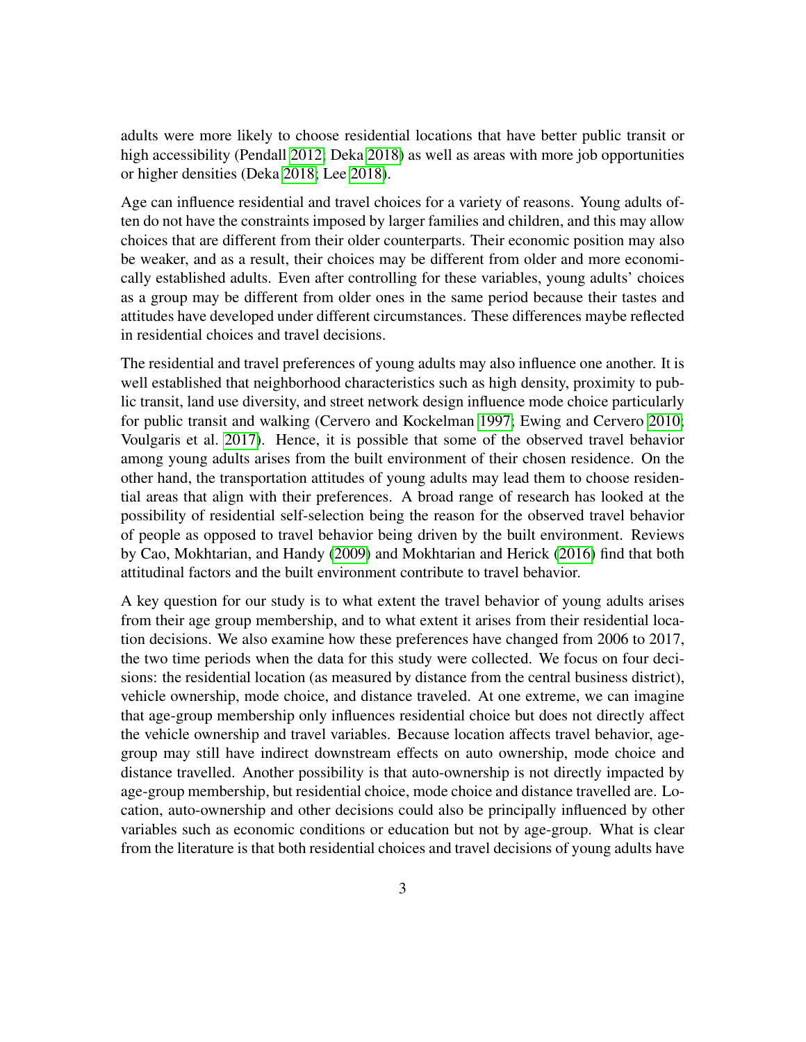adults were more likely to choose residential locations that have better public transit or high accessibility (Pendall 2012; Deka 2018) as well as areas with more job opportunities or higher densities (Deka 2018; Lee 2018).

Age can influence residential and travel choices for a variety of reasons. Young adults often do not have the constraints imposed by larger families and children, and this may allow choices that are different from their older counterparts. Their economic position may also be weaker, and as a result, their choices may be different from older and more economically established adults. Even after controlling for these variables, young adults' choices as a group may be different from older ones in the same period because their tastes and attitudes have developed under different circumstances. These differences maybe reflected in residential choices and travel decisions.

The residential and travel preferences of young adults may also influence one another. It is well established that neighborhood characteristics such as high density, proximity to public transit, land use diversity, and street network design influence mode choice particularly for public transit and walking (Cervero and Kockelman 1997; Ewing and Cervero 2010; Voulgaris et al. 2017). Hence, it is possible that some of the observed travel behavior among young adults arises from the built environment of their chosen residence. On the other hand, the transportation attitudes of young adults may lead them to choose residential areas that align with their preferences. A broad range of research has looked at the possibility of residential self-selection being the reason for the observed travel behavior of people as opposed to travel behavior being driven by the built environment. Reviews by Cao, Mokhtarian, and Handy (2009) and Mokhtarian and Herick (2016) find that both attitudinal factors and the built environment contribute to travel behavior.

A key question for our study is to what extent the travel behavior of young adults arises from their age group membership, and to what extent it arises from their residential location decisions. We also examine how these preferences have changed from 2006 to 2017, the two time periods when the data for this study were collected. We focus on four decisions: the residential location (as measured by distance from the central business district), vehicle ownership, mode choice, and distance traveled. At one extreme, we can imagine that age-group membership only influences residential choice but does not directly affect the vehicle ownership and travel variables. Because location affects travel behavior, age-group may still have indirect downstream effects on auto ownership, mode choice and distance travelled. Another possibility is that auto-ownership is not directly impacted by age-group membership, but residential choice, mode choice and distance travelled are. Location, auto-ownership and other decisions could also be principally influenced by other variables such as economic conditions or education but not by age-group. What is clear from the literature is that both residential choices and travel decisions of young adults have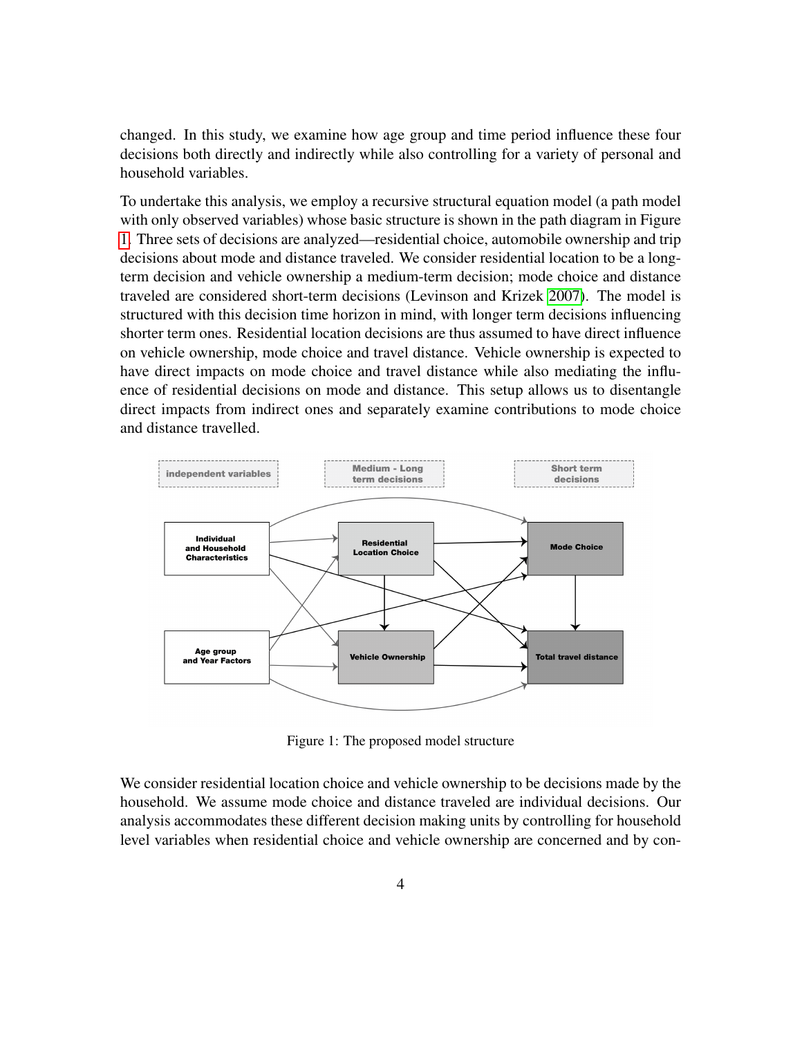changed. In this study, we examine how age group and time period influence these four decisions both directly and indirectly while also controlling for a variety of personal and household variables.

To undertake this analysis, we employ a recursive structural equation model (a path model with only observed variables) whose basic structure is shown in the path diagram in Figure 1. Three sets of decisions are analyzed—residential choice, automobile ownership and trip decisions about mode and distance traveled. We consider residential location to be a long-term decision and vehicle ownership a medium-term decision; mode choice and distance traveled are considered short-term decisions (Levinson and Krizek 2007). The model is structured with this decision time horizon in mind, with longer term decisions influencing shorter term ones. Residential location decisions are thus assumed to have direct influence on vehicle ownership, mode choice and travel distance. Vehicle ownership is expected to have direct impacts on mode choice and travel distance while also mediating the influence of residential decisions on mode and distance. This setup allows us to disentangle direct impacts from indirect ones and separately examine contributions to mode choice and distance travelled.

Figure 1: The proposed model structure

We consider residential location choice and vehicle ownership to be decisions made by the household. We assume mode choice and distance traveled are individual decisions. Our analysis accommodates these different decision making units by controlling for household level variables when residential choice and vehicle ownership are concerned and by con-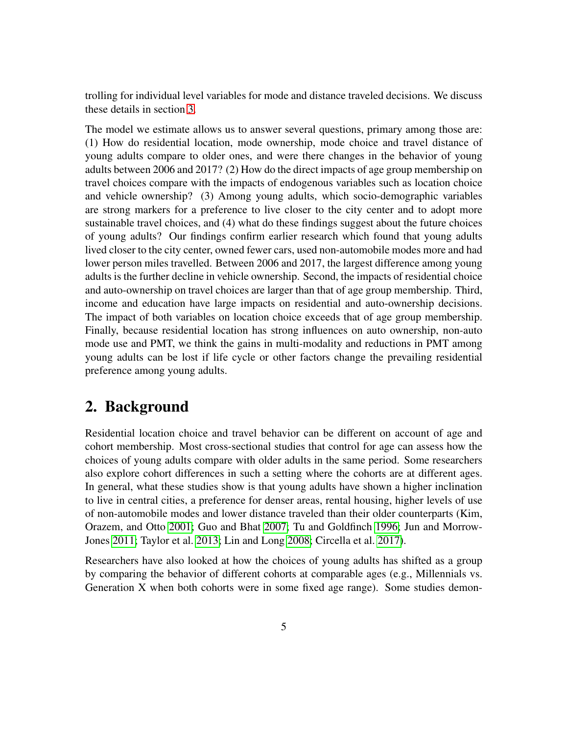trolling for individual level variables for mode and distance traveled decisions. We discuss these details in section 3.

The model we estimate allows us to answer several questions, primary among those are: (1) How do residential location, mode ownership, mode choice and travel distance of young adults compare to older ones, and were there changes in the behavior of young adults between 2006 and 2017? (2) How do the direct impacts of age group membership on travel choices compare with the impacts of endogenous variables such as location choice and vehicle ownership? (3) Among young adults, which socio-demographic variables are strong markers for a preference to live closer to the city center and to adopt more sustainable travel choices, and (4) what do these findings suggest about the future choices of young adults? Our findings confirm earlier research which found that young adults lived closer to the city center, owned fewer cars, used non-automobile modes more and had lower person miles travelled. Between 2006 and 2017, the largest difference among young adults is the further decline in vehicle ownership. Second, the impacts of residential choice and auto-ownership on travel choices are larger than that of age group membership. Third, income and education have large impacts on residential and auto-ownership decisions. The impact of both variables on location choice exceeds that of age group membership. Finally, because residential location has strong influences on auto ownership, non-auto mode use and PMT, we think the gains in multi-modality and reductions in PMT among young adults can be lost if life cycle or other factors change the prevailing residential preference among young adults.

## 2. Background

Residential location choice and travel behavior can be different on account of age and cohort membership. Most cross-sectional studies that control for age can assess how the choices of young adults compare with older adults in the same period. Some researchers also explore cohort differences in such a setting where the cohorts are at different ages. In general, what these studies show is that young adults have shown a higher inclination to live in central cities, a preference for denser areas, rental housing, higher levels of use of non-automobile modes and lower distance traveled than their older counterparts (Kim, Orazem, and Otto 2001; Guo and Bhat 2007; Tu and Goldfinch 1996; Jun and Morrow-Jones 2011; Taylor et al. 2013; Lin and Long 2008; Circella et al. 2017).

Researchers have also looked at how the choices of young adults has shifted as a group by comparing the behavior of different cohorts at comparable ages (e.g., Millennials vs. Generation X when both cohorts were in some fixed age range). Some studies demon-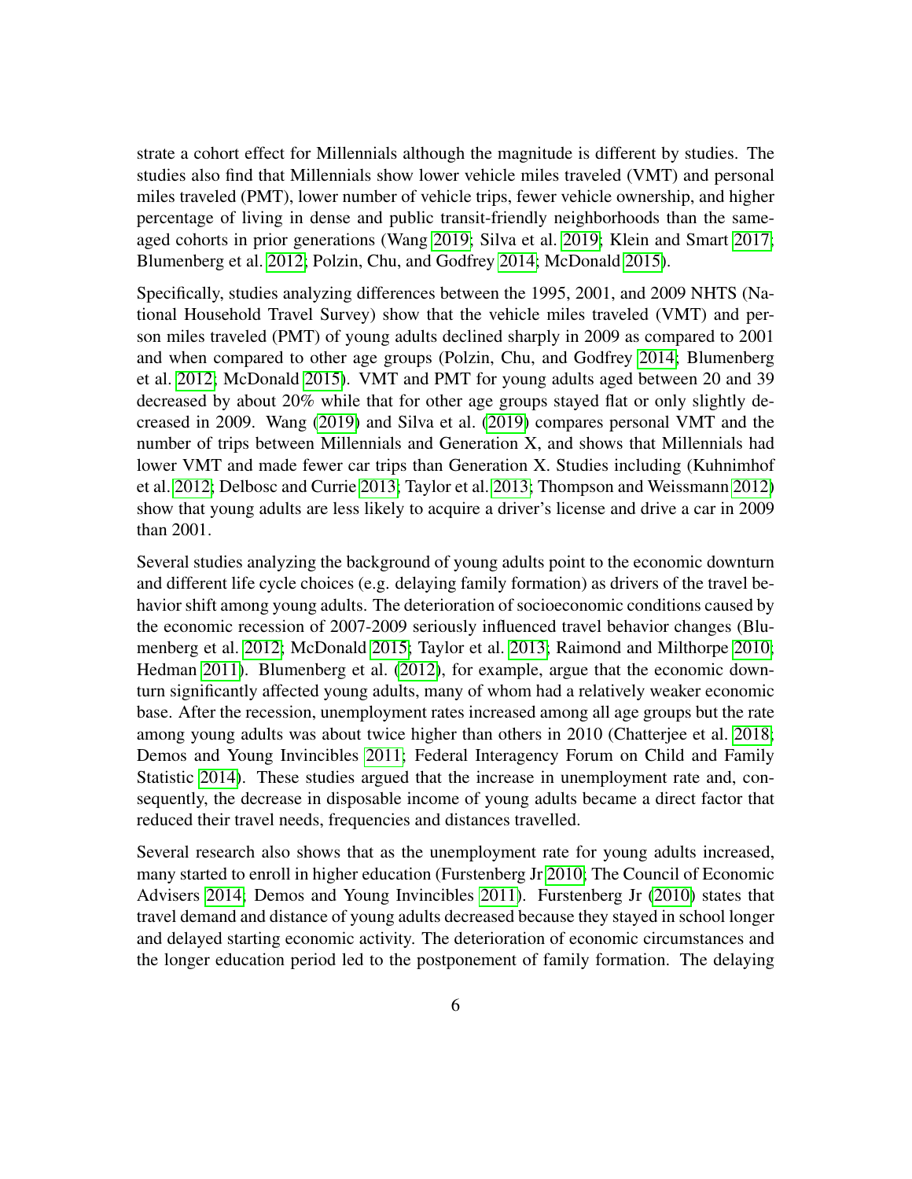strate a cohort effect for Millennials although the magnitude is different by studies. The studies also find that Millennials show lower vehicle miles traveled (VMT) and personal miles traveled (PMT), lower number of vehicle trips, fewer vehicle ownership, and higher percentage of living in dense and public transit-friendly neighborhoods than the same-aged cohorts in prior generations (Wang 2019; Silva et al. 2019; Klein and Smart 2017; Blumenberg et al. 2012; Polzin, Chu, and Godfrey 2014; McDonald 2015).

Specifically, studies analyzing differences between the 1995, 2001, and 2009 NHTS (National Household Travel Survey) show that the vehicle miles traveled (VMT) and person miles traveled (PMT) of young adults declined sharply in 2009 as compared to 2001 and when compared to other age groups (Polzin, Chu, and Godfrey 2014; Blumenberg et al. 2012; McDonald 2015). VMT and PMT for young adults aged between 20 and 39 decreased by about 20% while that for other age groups stayed flat or only slightly decreased in 2009. Wang (2019) and Silva et al. (2019) compares personal VMT and the number of trips between Millennials and Generation X, and shows that Millennials had lower VMT and made fewer car trips than Generation X. Studies including (Kuhnimhof et al. 2012; Delbosc and Currie 2013; Taylor et al. 2013; Thompson and Weissmann 2012) show that young adults are less likely to acquire a driver's license and drive a car in 2009 than 2001.

Several studies analyzing the background of young adults point to the economic downturn and different life cycle choices (e.g. delaying family formation) as drivers of the travel behavior shift among young adults. The deterioration of socioeconomic conditions caused by the economic recession of 2007-2009 seriously influenced travel behavior changes (Blumenberg et al. 2012; McDonald 2015; Taylor et al. 2013; Raimond and Milthorpe 2010; Hedman 2011). Blumenberg et al. (2012), for example, argue that the economic downturn significantly affected young adults, many of whom had a relatively weaker economic base. After the recession, unemployment rates increased among all age groups but the rate among young adults was about twice higher than others in 2010 (Chatterjee et al. 2018; Demos and Young Invincibles 2011; Federal Interagency Forum on Child and Family Statistic 2014). These studies argued that the increase in unemployment rate and, consequently, the decrease in disposable income of young adults became a direct factor that reduced their travel needs, frequencies and distances travelled.

Several research also shows that as the unemployment rate for young adults increased, many started to enroll in higher education (Furstenberg Jr 2010; The Council of Economic Advisers 2014; Demos and Young Invincibles 2011). Furstenberg Jr (2010) states that travel demand and distance of young adults decreased because they stayed in school longer and delayed starting economic activity. The deterioration of economic circumstances and the longer education period led to the postponement of family formation. The delaying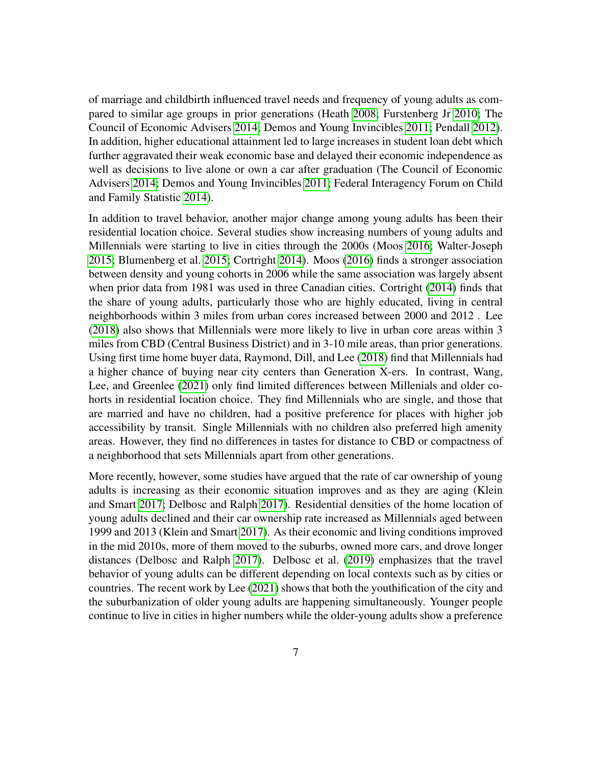of marriage and childbirth influenced travel needs and frequency of young adults as compared to similar age groups in prior generations (Heath 2008; Furstenberg Jr 2010; The Council of Economic Advisers 2014; Demos and Young Invincibles 2011; Pendall 2012). In addition, higher educational attainment led to large increases in student loan debt which further aggravated their weak economic base and delayed their economic independence as well as decisions to live alone or own a car after graduation (The Council of Economic Advisers 2014; Demos and Young Invincibles 2011; Federal Interagency Forum on Child and Family Statistic 2014).

In addition to travel behavior, another major change among young adults has been their residential location choice. Several studies show increasing numbers of young adults and Millennials were starting to live in cities through the 2000s (Moos 2016; Walter-Joseph 2015; Blumenberg et al. 2015; Cortright 2014). Moos (2016) finds a stronger association between density and young cohorts in 2006 while the same association was largely absent when prior data from 1981 was used in three Canadian cities. Cortright (2014) finds that the share of young adults, particularly those who are highly educated, living in central neighborhoods within 3 miles from urban cores increased between 2000 and 2012 . Lee (2018) also shows that Millennials were more likely to live in urban core areas within 3 miles from CBD (Central Business District) and in 3-10 mile areas, than prior generations. Using first time home buyer data, Raymond, Dill, and Lee (2018) find that Millennials had a higher chance of buying near city centers than Generation X-ers. In contrast, Wang, Lee, and Greenlee (2021) only find limited differences between Millenials and older cohorts in residential location choice. They find Millennials who are single, and those that are married and have no children, had a positive preference for places with higher job accessibility by transit. Single Millennials with no children also preferred high amenity areas. However, they find no differences in tastes for distance to CBD or compactness of a neighborhood that sets Millennials apart from other generations.

More recently, however, some studies have argued that the rate of car ownership of young adults is increasing as their economic situation improves and as they are aging (Klein and Smart 2017; Delbosc and Ralph 2017). Residential densities of the home location of young adults declined and their car ownership rate increased as Millennials aged between 1999 and 2013 (Klein and Smart 2017). As their economic and living conditions improved in the mid 2010s, more of them moved to the suburbs, owned more cars, and drove longer distances (Delbosc and Ralph 2017). Delbosc et al. (2019) emphasizes that the travel behavior of young adults can be different depending on local contexts such as by cities or countries. The recent work by Lee (2021) shows that both the youthification of the city and the suburbanization of older young adults are happening simultaneously. Younger people continue to live in cities in higher numbers while the older-young adults show a preference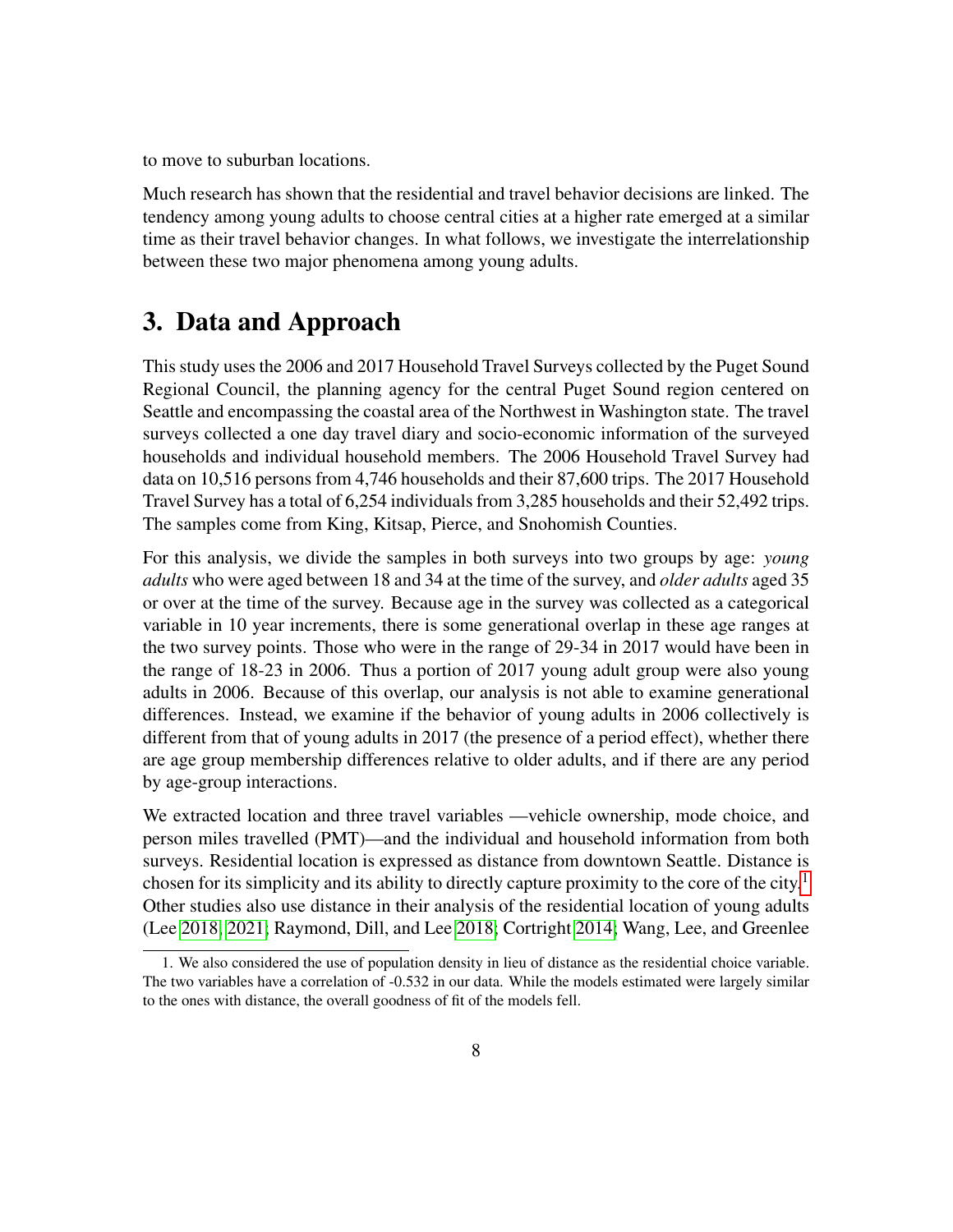to move to suburban locations.

Much research has shown that the residential and travel behavior decisions are linked. The tendency among young adults to choose central cities at a higher rate emerged at a similar time as their travel behavior changes. In what follows, we investigate the interrelationship between these two major phenomena among young adults.

## 3. Data and Approach

This study uses the 2006 and 2017 Household Travel Surveys collected by the Puget Sound Regional Council, the planning agency for the central Puget Sound region centered on Seattle and encompassing the coastal area of the Northwest in Washington state. The travel surveys collected a one day travel diary and socio-economic information of the surveyed households and individual household members. The 2006 Household Travel Survey had data on 10,516 persons from 4,746 households and their 87,600 trips. The 2017 Household Travel Survey has a total of 6,254 individuals from 3,285 households and their 52,492 trips. The samples come from King, Kitsap, Pierce, and Snohomish Counties.

For this analysis, we divide the samples in both surveys into two groups by age: *young adults* who were aged between 18 and 34 at the time of the survey, and *older adults* aged 35 or over at the time of the survey. Because age in the survey was collected as a categorical variable in 10 year increments, there is some generational overlap in these age ranges at the two survey points. Those who were in the range of 29-34 in 2017 would have been in the range of 18-23 in 2006. Thus a portion of 2017 young adult group were also young adults in 2006. Because of this overlap, our analysis is not able to examine generational differences. Instead, we examine if the behavior of young adults in 2006 collectively is different from that of young adults in 2017 (the presence of a period effect), whether there are age group membership differences relative to older adults, and if there are any period by age-group interactions.

We extracted location and three travel variables —vehicle ownership, mode choice, and person miles travelled (PMT)—and the individual and household information from both surveys. Residential location is expressed as distance from downtown Seattle. Distance is chosen for its simplicity and its ability to directly capture proximity to the core of the city.[1] Other studies also use distance in their analysis of the residential location of young adults (Lee 2018, 2021; Raymond, Dill, and Lee 2018; Cortright 2014; Wang, Lee, and Greenlee

1. We also considered the use of population density in lieu of distance as the residential choice variable. The two variables have a correlation of -0.532 in our data. While the models estimated were largely similar to the ones with distance, the overall goodness of fit of the models fell.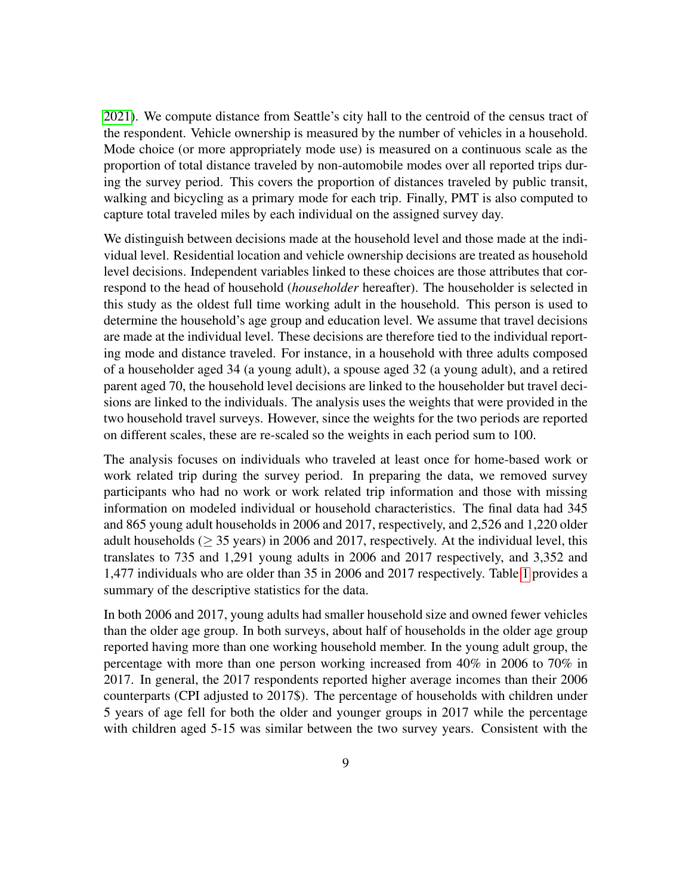2021). We compute distance from Seattle's city hall to the centroid of the census tract of the respondent. Vehicle ownership is measured by the number of vehicles in a household. Mode choice (or more appropriately mode use) is measured on a continuous scale as the proportion of total distance traveled by non-automobile modes over all reported trips during the survey period. This covers the proportion of distances traveled by public transit, walking and bicycling as a primary mode for each trip. Finally, PMT is also computed to capture total traveled miles by each individual on the assigned survey day.

We distinguish between decisions made at the household level and those made at the individual level. Residential location and vehicle ownership decisions are treated as household level decisions. Independent variables linked to these choices are those attributes that correspond to the head of household (*householder* hereafter). The householder is selected in this study as the oldest full time working adult in the household. This person is used to determine the household's age group and education level. We assume that travel decisions are made at the individual level. These decisions are therefore tied to the individual reporting mode and distance traveled. For instance, in a household with three adults composed of a householder aged 34 (a young adult), a spouse aged 32 (a young adult), and a retired parent aged 70, the household level decisions are linked to the householder but travel decisions are linked to the individuals. The analysis uses the weights that were provided in the two household travel surveys. However, since the weights for the two periods are reported on different scales, these are re-scaled so the weights in each period sum to 100.

The analysis focuses on individuals who traveled at least once for home-based work or work related trip during the survey period. In preparing the data, we removed survey participants who had no work or work related trip information and those with missing information on modeled individual or household characteristics. The final data had 345 and 865 young adult households in 2006 and 2017, respectively, and 2,526 and 1,220 older adult households ($\geq$ 35 years) in 2006 and 2017, respectively. At the individual level, this translates to 735 and 1,291 young adults in 2006 and 2017 respectively, and 3,352 and 1,477 individuals who are older than 35 in 2006 and 2017 respectively. Table 1 provides a summary of the descriptive statistics for the data.

In both 2006 and 2017, young adults had smaller household size and owned fewer vehicles than the older age group. In both surveys, about half of households in the older age group reported having more than one working household member. In the young adult group, the percentage with more than one person working increased from 40% in 2006 to 70% in 2017. In general, the 2017 respondents reported higher average incomes than their 2006 counterparts (CPI adjusted to 2017$). The percentage of households with children under 5 years of age fell for both the older and younger groups in 2017 while the percentage with children aged 5-15 was similar between the two survey years. Consistent with the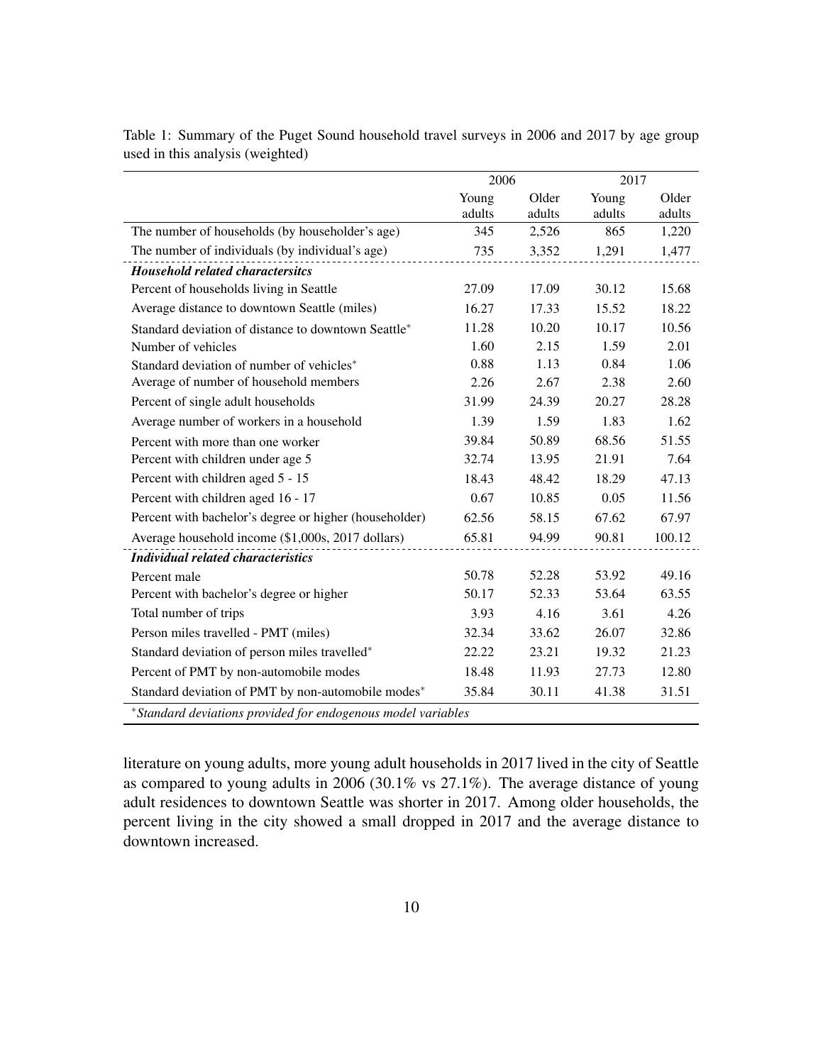Table 1: Summary of the Puget Sound household travel surveys in 2006 and 2017 by age group used in this analysis (weighted)

| | 2006 | | 2017 | |
|---|---|---|---|---|
| | Young adults | Older adults | Young adults | Older adults |
| The number of households (by householder's age) | 345 | 2,526 | 865 | 1,220 |
| The number of individuals (by individual's age) | 735 | 3,352 | 1,291 | 1,477 |
| ***Household related charactersitcs*** | | | | |
| Percent of households living in Seattle | 27.09 | 17.09 | 30.12 | 15.68 |
| Average distance to downtown Seattle (miles) | 16.27 | 17.33 | 15.52 | 18.22 |
| Standard deviation of distance to downtown Seattle* | 11.28 | 10.20 | 10.17 | 10.56 |
| Number of vehicles | 1.60 | 2.15 | 1.59 | 2.01 |
| Standard deviation of number of vehicles* | 0.88 | 1.13 | 0.84 | 1.06 |
| Average of number of household members | 2.26 | 2.67 | 2.38 | 2.60 |
| Percent of single adult households | 31.99 | 24.39 | 20.27 | 28.28 |
| Average number of workers in a household | 1.39 | 1.59 | 1.83 | 1.62 |
| Percent with more than one worker | 39.84 | 50.89 | 68.56 | 51.55 |
| Percent with children under age 5 | 32.74 | 13.95 | 21.91 | 7.64 |
| Percent with children aged 5 - 15 | 18.43 | 48.42 | 18.29 | 47.13 |
| Percent with children aged 16 - 17 | 0.67 | 10.85 | 0.05 | 11.56 |
| Percent with bachelor's degree or higher (householder) | 62.56 | 58.15 | 67.62 | 67.97 |
| Average household income ($1,000s, 2017 dollars) | 65.81 | 94.99 | 90.81 | 100.12 |
| ***Individual related characteristics*** | | | | |
| Percent male | 50.78 | 52.28 | 53.92 | 49.16 |
| Percent with bachelor's degree or higher | 50.17 | 52.33 | 53.64 | 63.55 |
| Total number of trips | 3.93 | 4.16 | 3.61 | 4.26 |
| Person miles travelled - PMT (miles) | 32.34 | 33.62 | 26.07 | 32.86 |
| Standard deviation of person miles travelled* | 22.22 | 23.21 | 19.32 | 21.23 |
| Percent of PMT by non-automobile modes | 18.48 | 11.93 | 27.73 | 12.80 |
| Standard deviation of PMT by non-automobile modes* | 35.84 | 30.11 | 41.38 | 31.51 |

*\*Standard deviations provided for endogenous model variables*

literature on young adults, more young adult households in 2017 lived in the city of Seattle as compared to young adults in 2006 (30.1% vs 27.1%). The average distance of young adult residences to downtown Seattle was shorter in 2017. Among older households, the percent living in the city showed a small dropped in 2017 and the average distance to downtown increased.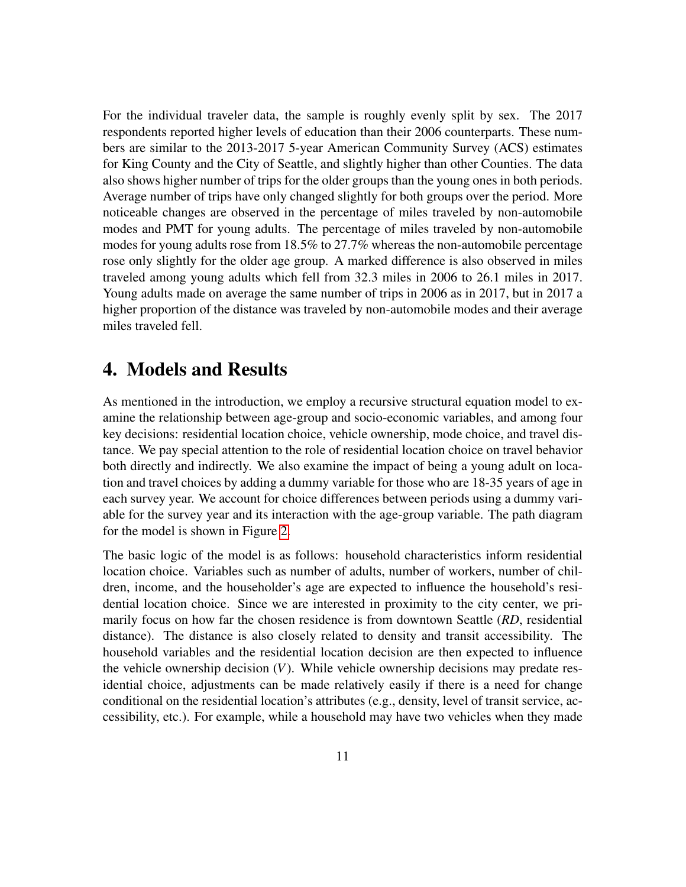For the individual traveler data, the sample is roughly evenly split by sex. The 2017 respondents reported higher levels of education than their 2006 counterparts. These numbers are similar to the 2013-2017 5-year American Community Survey (ACS) estimates for King County and the City of Seattle, and slightly higher than other Counties. The data also shows higher number of trips for the older groups than the young ones in both periods. Average number of trips have only changed slightly for both groups over the period. More noticeable changes are observed in the percentage of miles traveled by non-automobile modes and PMT for young adults. The percentage of miles traveled by non-automobile modes for young adults rose from 18.5% to 27.7% whereas the non-automobile percentage rose only slightly for the older age group. A marked difference is also observed in miles traveled among young adults which fell from 32.3 miles in 2006 to 26.1 miles in 2017. Young adults made on average the same number of trips in 2006 as in 2017, but in 2017 a higher proportion of the distance was traveled by non-automobile modes and their average miles traveled fell.

# 4. Models and Results

As mentioned in the introduction, we employ a recursive structural equation model to examine the relationship between age-group and socio-economic variables, and among four key decisions: residential location choice, vehicle ownership, mode choice, and travel distance. We pay special attention to the role of residential location choice on travel behavior both directly and indirectly. We also examine the impact of being a young adult on location and travel choices by adding a dummy variable for those who are 18-35 years of age in each survey year. We account for choice differences between periods using a dummy variable for the survey year and its interaction with the age-group variable. The path diagram for the model is shown in Figure 2.

The basic logic of the model is as follows: household characteristics inform residential location choice. Variables such as number of adults, number of workers, number of children, income, and the householder's age are expected to influence the household's residential location choice. Since we are interested in proximity to the city center, we primarily focus on how far the chosen residence is from downtown Seattle (*RD*, residential distance). The distance is also closely related to density and transit accessibility. The household variables and the residential location decision are then expected to influence the vehicle ownership decision ($V$). While vehicle ownership decisions may predate residential choice, adjustments can be made relatively easily if there is a need for change conditional on the residential location's attributes (e.g., density, level of transit service, accessibility, etc.). For example, while a household may have two vehicles when they made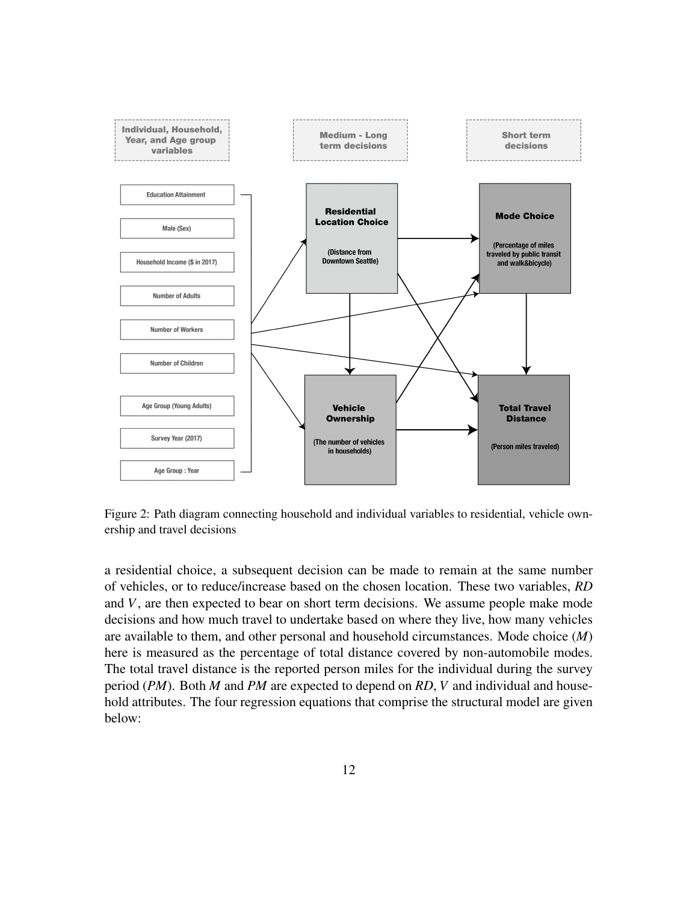Figure 2: Path diagram connecting household and individual variables to residential, vehicle ownership and travel decisions

a residential choice, a subsequent decision can be made to remain at the same number of vehicles, or to reduce/increase based on the chosen location. These two variables, *RD* and *V*, are then expected to bear on short term decisions. We assume people make mode decisions and how much travel to undertake based on where they live, how many vehicles are available to them, and other personal and household circumstances. Mode choice (*M*) here is measured as the percentage of total distance covered by non-automobile modes. The total travel distance is the reported person miles for the individual during the survey period (*PM*). Both *M* and *PM* are expected to depend on *RD*, *V* and individual and household attributes. The four regression equations that comprise the structural model are given below: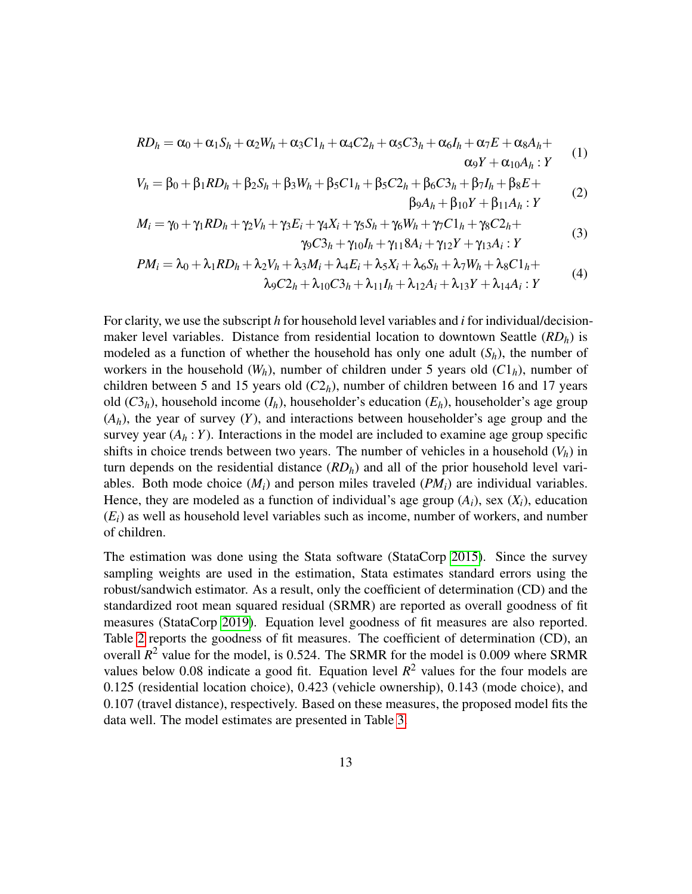$$RD_h = \alpha_0 + \alpha_1 S_h + \alpha_2 W_h + \alpha_3 C1_h + \alpha_4 C2_h + \alpha_5 C3_h + \alpha_6 I_h + \alpha_7 E + \alpha_8 A_h + \alpha_9 Y + \alpha_{10} A_h : Y \tag{1}$$

$$V_h = \beta_0 + \beta_1 RD_h + \beta_2 S_h + \beta_3 W_h + \beta_5 C1_h + \beta_5 C2_h + \beta_6 C3_h + \beta_7 I_h + \beta_8 E + \beta_9 A_h + \beta_{10} Y + \beta_{11} A_h : Y \tag{2}$$

$$M_i = \gamma_0 + \gamma_1 RD_h + \gamma_2 V_h + \gamma_3 E_i + \gamma_4 X_i + \gamma_5 S_h + \gamma_6 W_h + \gamma_7 C1_h + \gamma_8 C2_h + \gamma_9 C3_h + \gamma_{10} I_h + \gamma_{11} 8A_i + \gamma_{12} Y + \gamma_{13} A_i : Y \tag{3}$$

$$PM_i = \lambda_0 + \lambda_1 RD_h + \lambda_2 V_h + \lambda_3 M_i + \lambda_4 E_i + \lambda_5 X_i + \lambda_6 S_h + \lambda_7 W_h + \lambda_8 C1_h + \lambda_9 C2_h + \lambda_{10} C3_h + \lambda_{11} I_h + \lambda_{12} A_i + \lambda_{13} Y + \lambda_{14} A_i : Y \tag{4}$$

For clarity, we use the subscript $h$ for household level variables and $i$ for individual/decision-maker level variables. Distance from residential location to downtown Seattle ($RD_h$) is modeled as a function of whether the household has only one adult ($S_h$), the number of workers in the household ($W_h$), number of children under 5 years old ($C1_h$), number of children between 5 and 15 years old ($C2_h$), number of children between 16 and 17 years old ($C3_h$), household income ($I_h$), householder's education ($E_h$), householder's age group ($A_h$), the year of survey ($Y$), and interactions between householder's age group and the survey year ($A_h : Y$). Interactions in the model are included to examine age group specific shifts in choice trends between two years. The number of vehicles in a household ($V_h$) in turn depends on the residential distance ($RD_h$) and all of the prior household level variables. Both mode choice ($M_i$) and person miles traveled ($PM_i$) are individual variables. Hence, they are modeled as a function of individual's age group ($A_i$), sex ($X_i$), education ($E_i$) as well as household level variables such as income, number of workers, and number of children.

The estimation was done using the Stata software (StataCorp 2015). Since the survey sampling weights are used in the estimation, Stata estimates standard errors using the robust/sandwich estimator. As a result, only the coefficient of determination (CD) and the standardized root mean squared residual (SRMR) are reported as overall goodness of fit measures (StataCorp 2019). Equation level goodness of fit measures are also reported. Table 2 reports the goodness of fit measures. The coefficient of determination (CD), an overall $R^2$ value for the model, is 0.524. The SRMR for the model is 0.009 where SRMR values below 0.08 indicate a good fit. Equation level $R^2$ values for the four models are 0.125 (residential location choice), 0.423 (vehicle ownership), 0.143 (mode choice), and 0.107 (travel distance), respectively. Based on these measures, the proposed model fits the data well. The model estimates are presented in Table 3.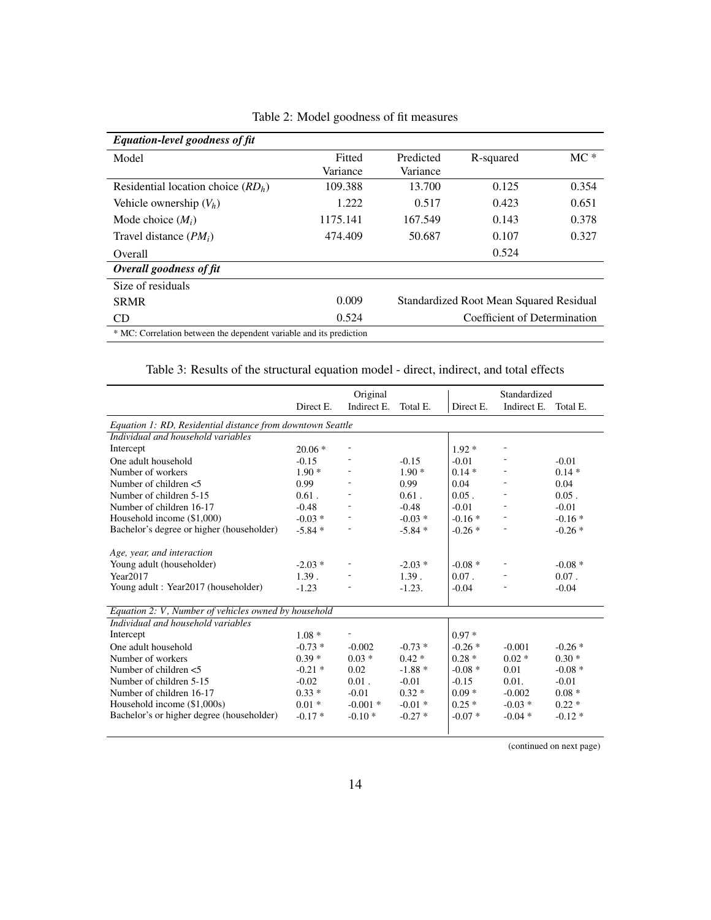Table 2: Model goodness of fit measures

| *Equation-level goodness of fit* | | | | |
|---|---|---|---|---|
| Model | Fitted Variance | Predicted Variance | R-squared | MC * |
| Residential location choice ($RD_h$) | 109.388 | 13.700 | 0.125 | 0.354 |
| Vehicle ownership ($V_h$) | 1.222 | 0.517 | 0.423 | 0.651 |
| Mode choice ($M_i$) | 1175.141 | 167.549 | 0.143 | 0.378 |
| Travel distance ($PM_i$) | 474.409 | 50.687 | 0.107 | 0.327 |
| Overall | | | 0.524 | |
| ***Overall goodness of fit*** | | | | |
| Size of residuals | | | | |
| SRMR | 0.009 | Standardized Root Mean Squared Residual | | |
| CD | 0.524 | Coefficient of Determination | | |

\* MC: Correlation between the dependent variable and its prediction

Table 3: Results of the structural equation model - direct, indirect, and total effects

| | Original | | | Standardized | | |
|---|---|---|---|---|---|---|
| | Direct E. | Indirect E. | Total E. | Direct E. | Indirect E. | Total E. |
| *Equation 1: RD, Residential distance from downtown Seattle* | | | | | | |
| *Individual and household variables* | | | | | | |
| Intercept | 20.06 * | - | | 1.92 * | - | |
| One adult household | -0.15 | - | -0.15 | -0.01 | - | -0.01 |
| Number of workers | 1.90 * | - | 1.90 * | 0.14 * | - | 0.14 * |
| Number of children <5 | 0.99 | - | 0.99 | 0.04 | - | 0.04 |
| Number of children 5-15 | 0.61 . | - | 0.61 . | 0.05 . | - | 0.05 . |
| Number of children 16-17 | -0.48 | - | -0.48 | -0.01 | - | -0.01 |
| Household income ($1,000) | -0.03 * | - | -0.03 * | -0.16 * | - | -0.16 * |
| Bachelor's degree or higher (householder) | -5.84 * | - | -5.84 * | -0.26 * | - | -0.26 * |
| *Age, year, and interaction* | | | | | | |
| Young adult (householder) | -2.03 * | - | -2.03 * | -0.08 * | - | -0.08 * |
| Year2017 | 1.39 . | - | 1.39 . | 0.07 . | - | 0.07 . |
| Young adult : Year2017 (householder) | -1.23 | - | -1.23. | -0.04 | - | -0.04 |
| *Equation 2: V, Number of vehicles owned by household* | | | | | | |
| *Individual and household variables* | | | | | | |
| Intercept | 1.08 * | - | | 0.97 * | | |
| One adult household | -0.73 * | -0.002 | -0.73 * | -0.26 * | -0.001 | -0.26 * |
| Number of workers | 0.39 * | 0.03 * | 0.42 * | 0.28 * | 0.02 * | 0.30 * |
| Number of children <5 | -0.21 * | 0.02 | -1.88 * | -0.08 * | 0.01 | -0.08 * |
| Number of children 5-15 | -0.02 | 0.01 . | -0.01 | -0.15 | 0.01. | -0.01 |
| Number of children 16-17 | 0.33 * | -0.01 | 0.32 * | 0.09 * | -0.002 | 0.08 * |
| Household income ($1,000s) | 0.01 * | -0.001 * | -0.01 * | 0.25 * | -0.03 * | 0.22 * |
| Bachelor's or higher degree (householder) | -0.17 * | -0.10 * | -0.27 * | -0.07 * | -0.04 * | -0.12 * |

(continued on next page)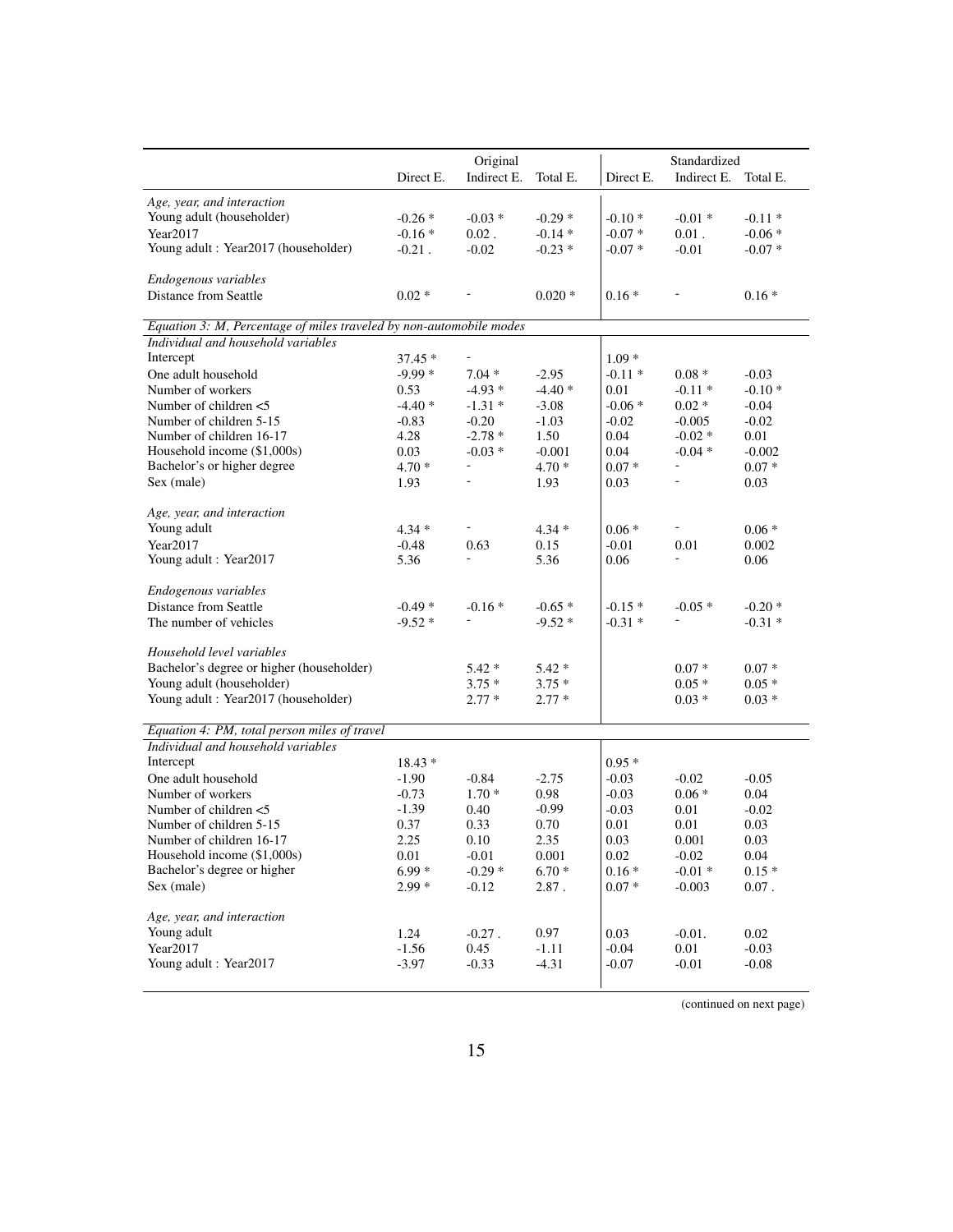| | Original | | | Standardized | | |
|---|---|---|---|---|---|---|
| | Direct E. | Indirect E. | Total E. | Direct E. | Indirect E. | Total E. |
| *Age, year, and interaction* | | | | | | |
| Young adult (householder) | -0.26 * | -0.03 * | -0.29 * | -0.10 * | -0.01 * | -0.11 * |
| Year2017 | -0.16 * | 0.02 . | -0.14 * | -0.07 * | 0.01 . | -0.06 * |
| Young adult : Year2017 (householder) | -0.21 . | -0.02 | -0.23 * | -0.07 * | -0.01 | -0.07 * |
| *Endogenous variables* | | | | | | |
| Distance from Seattle | 0.02 * | - | 0.020 * | 0.16 * | - | 0.16 * |
| *Equation 3: M, Percentage of miles traveled by non-automobile modes* | | | | | | |
| *Individual and household variables* | | | | | | |
| Intercept | 37.45 * | - | | 1.09 * | | |
| One adult household | -9.99 * | 7.04 * | -2.95 | -0.11 * | 0.08 * | -0.03 |
| Number of workers | 0.53 | -4.93 * | -4.40 * | 0.01 | -0.11 * | -0.10 * |
| Number of children <5 | -4.40 * | -1.31 * | -3.08 | -0.06 * | 0.02 * | -0.04 |
| Number of children 5-15 | -0.83 | -0.20 | -1.03 | -0.02 | -0.005 | -0.02 |
| Number of children 16-17 | 4.28 | -2.78 * | 1.50 | 0.04 | -0.02 * | 0.01 |
| Household income ($1,000s) | 0.03 | -0.03 * | -0.001 | 0.04 | -0.04 * | -0.002 |
| Bachelor's or higher degree | 4.70 * | - | 4.70 * | 0.07 * | - | 0.07 * |
| Sex (male) | 1.93 | - | 1.93 | 0.03 | - | 0.03 |
| *Age, year, and interaction* | | | | | | |
| Young adult | 4.34 * | - | 4.34 * | 0.06 * | - | 0.06 * |
| Year2017 | -0.48 | 0.63 | 0.15 | -0.01 | 0.01 | 0.002 |
| Young adult : Year2017 | 5.36 | - | 5.36 | 0.06 | - | 0.06 |
| *Endogenous variables* | | | | | | |
| Distance from Seattle | -0.49 * | -0.16 * | -0.65 * | -0.15 * | -0.05 * | -0.20 * |
| The number of vehicles | -9.52 * | - | -9.52 * | -0.31 * | - | -0.31 * |
| *Household level variables* | | | | | | |
| Bachelor's degree or higher (householder) | | 5.42 * | 5.42 * | | 0.07 * | 0.07 * |
| Young adult (householder) | | 3.75 * | 3.75 * | | 0.05 * | 0.05 * |
| Young adult : Year2017 (householder) | | 2.77 * | 2.77 * | | 0.03 * | 0.03 * |
| *Equation 4: PM, total person miles of travel* | | | | | | |
| *Individual and household variables* | | | | | | |
| Intercept | 18.43 * | | | 0.95 * | | |
| One adult household | -1.90 | -0.84 | -2.75 | -0.03 | -0.02 | -0.05 |
| Number of workers | -0.73 | 1.70 * | 0.98 | -0.03 | 0.06 * | 0.04 |
| Number of children <5 | -1.39 | 0.40 | -0.99 | -0.03 | 0.01 | -0.02 |
| Number of children 5-15 | 0.37 | 0.33 | 0.70 | 0.01 | 0.01 | 0.03 |
| Number of children 16-17 | 2.25 | 0.10 | 2.35 | 0.03 | 0.001 | 0.03 |
| Household income ($1,000s) | 0.01 | -0.01 | 0.001 | 0.02 | -0.02 | 0.04 |
| Bachelor's degree or higher | 6.99 * | -0.29 * | 6.70 * | 0.16 * | -0.01 * | 0.15 * |
| Sex (male) | 2.99 * | -0.12 | 2.87 . | 0.07 * | -0.003 | 0.07 . |
| *Age, year, and interaction* | | | | | | |
| Young adult | 1.24 | -0.27 . | 0.97 | 0.03 | -0.01. | 0.02 |
| Year2017 | -1.56 | 0.45 | -1.11 | -0.04 | 0.01 | -0.03 |
| Young adult : Year2017 | -3.97 | -0.33 | -4.31 | -0.07 | -0.01 | -0.08 |

(continued on next page)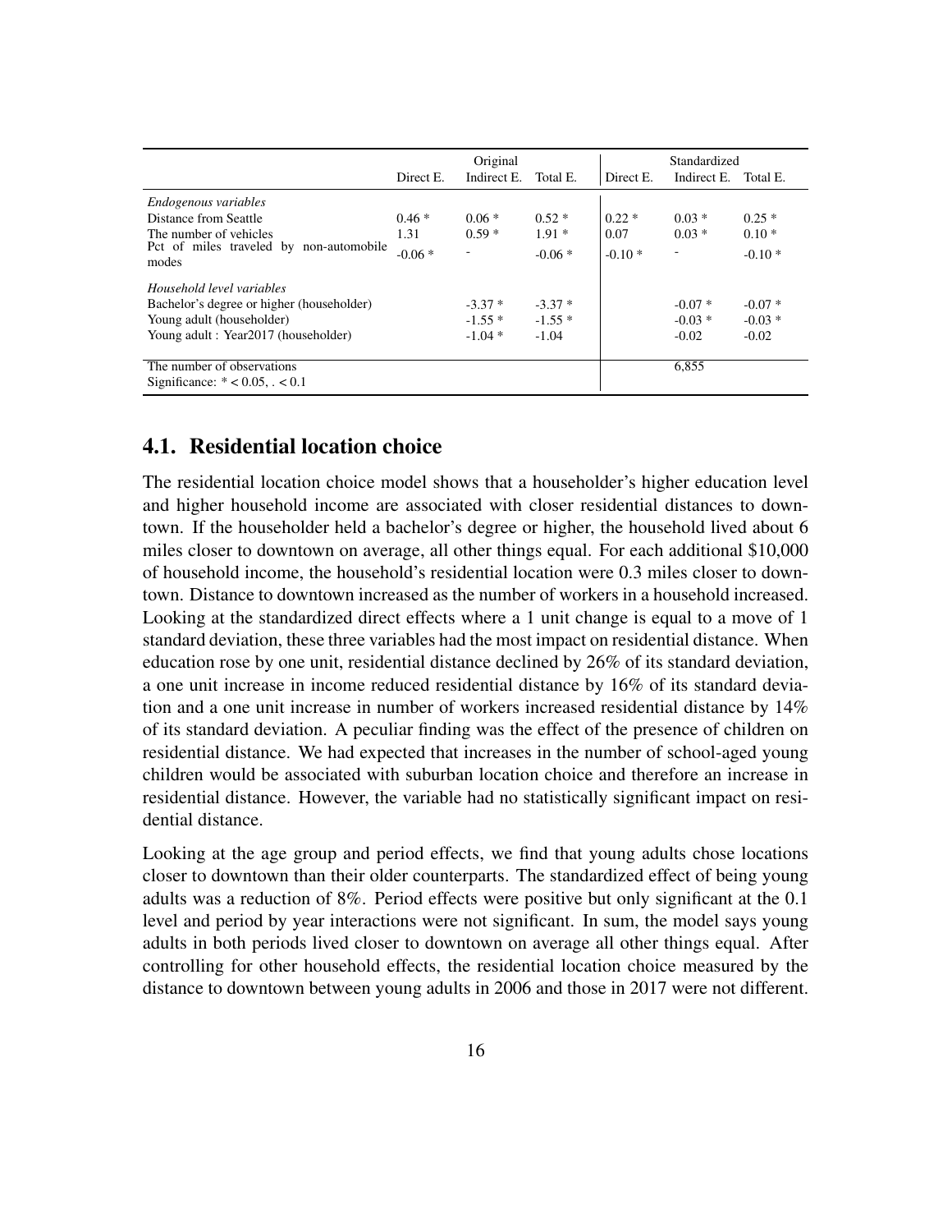| | Original | | | Standardized | | |
|---|---|---|---|---|---|---|
| | Direct E. | Indirect E. | Total E. | Direct E. | Indirect E. | Total E. |
| *Endogenous variables* | | | | | | |
| Distance from Seattle | 0.46 * | 0.06 * | 0.52 * | 0.22 * | 0.03 * | 0.25 * |
| The number of vehicles | 1.31 | 0.59 * | 1.91 * | 0.07 | 0.03 * | 0.10 * |
| Pct of miles traveled by non-automobile modes | -0.06 * | - | -0.06 * | -0.10 * | - | -0.10 * |
| *Household level variables* | | | | | | |
| Bachelor's degree or higher (householder) | | -3.37 * | -3.37 * | | -0.07 * | -0.07 * |
| Young adult (householder) | | -1.55 * | -1.55 * | | -0.03 * | -0.03 * |
| Young adult : Year2017 (householder) | | -1.04 * | -1.04 | | -0.02 | -0.02 |
| The number of observations | | | | | 6,855 | |
| Significance: * < 0.05, . < 0.1 | | | | | | |

## 4.1. Residential location choice

The residential location choice model shows that a householder's higher education level and higher household income are associated with closer residential distances to downtown. If the householder held a bachelor's degree or higher, the household lived about 6 miles closer to downtown on average, all other things equal. For each additional $10,000 of household income, the household's residential location were 0.3 miles closer to downtown. Distance to downtown increased as the number of workers in a household increased. Looking at the standardized direct effects where a 1 unit change is equal to a move of 1 standard deviation, these three variables had the most impact on residential distance. When education rose by one unit, residential distance declined by 26% of its standard deviation, a one unit increase in income reduced residential distance by 16% of its standard deviation and a one unit increase in number of workers increased residential distance by 14% of its standard deviation. A peculiar finding was the effect of the presence of children on residential distance. We had expected that increases in the number of school-aged young children would be associated with suburban location choice and therefore an increase in residential distance. However, the variable had no statistically significant impact on residential distance.

Looking at the age group and period effects, we find that young adults chose locations closer to downtown than their older counterparts. The standardized effect of being young adults was a reduction of 8%. Period effects were positive but only significant at the 0.1 level and period by year interactions were not significant. In sum, the model says young adults in both periods lived closer to downtown on average all other things equal. After controlling for other household effects, the residential location choice measured by the distance to downtown between young adults in 2006 and those in 2017 were not different.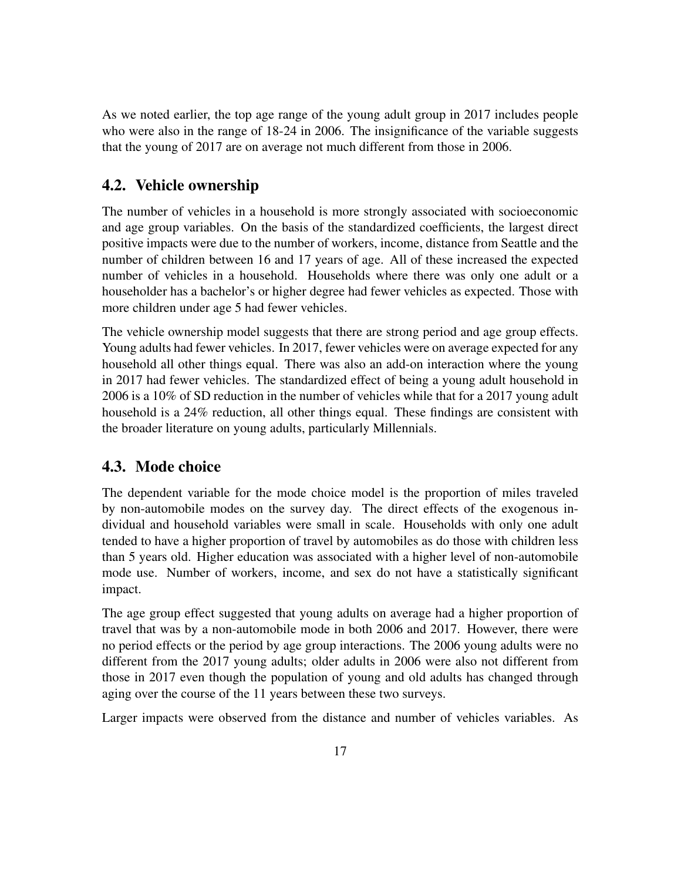As we noted earlier, the top age range of the young adult group in 2017 includes people who were also in the range of 18-24 in 2006. The insignificance of the variable suggests that the young of 2017 are on average not much different from those in 2006.

## 4.2. Vehicle ownership

The number of vehicles in a household is more strongly associated with socioeconomic and age group variables. On the basis of the standardized coefficients, the largest direct positive impacts were due to the number of workers, income, distance from Seattle and the number of children between 16 and 17 years of age. All of these increased the expected number of vehicles in a household. Households where there was only one adult or a householder has a bachelor's or higher degree had fewer vehicles as expected. Those with more children under age 5 had fewer vehicles.

The vehicle ownership model suggests that there are strong period and age group effects. Young adults had fewer vehicles. In 2017, fewer vehicles were on average expected for any household all other things equal. There was also an add-on interaction where the young in 2017 had fewer vehicles. The standardized effect of being a young adult household in 2006 is a 10% of SD reduction in the number of vehicles while that for a 2017 young adult household is a 24% reduction, all other things equal. These findings are consistent with the broader literature on young adults, particularly Millennials.

## 4.3. Mode choice

The dependent variable for the mode choice model is the proportion of miles traveled by non-automobile modes on the survey day. The direct effects of the exogenous individual and household variables were small in scale. Households with only one adult tended to have a higher proportion of travel by automobiles as do those with children less than 5 years old. Higher education was associated with a higher level of non-automobile mode use. Number of workers, income, and sex do not have a statistically significant impact.

The age group effect suggested that young adults on average had a higher proportion of travel that was by a non-automobile mode in both 2006 and 2017. However, there were no period effects or the period by age group interactions. The 2006 young adults were no different from the 2017 young adults; older adults in 2006 were also not different from those in 2017 even though the population of young and old adults has changed through aging over the course of the 11 years between these two surveys.

Larger impacts were observed from the distance and number of vehicles variables. As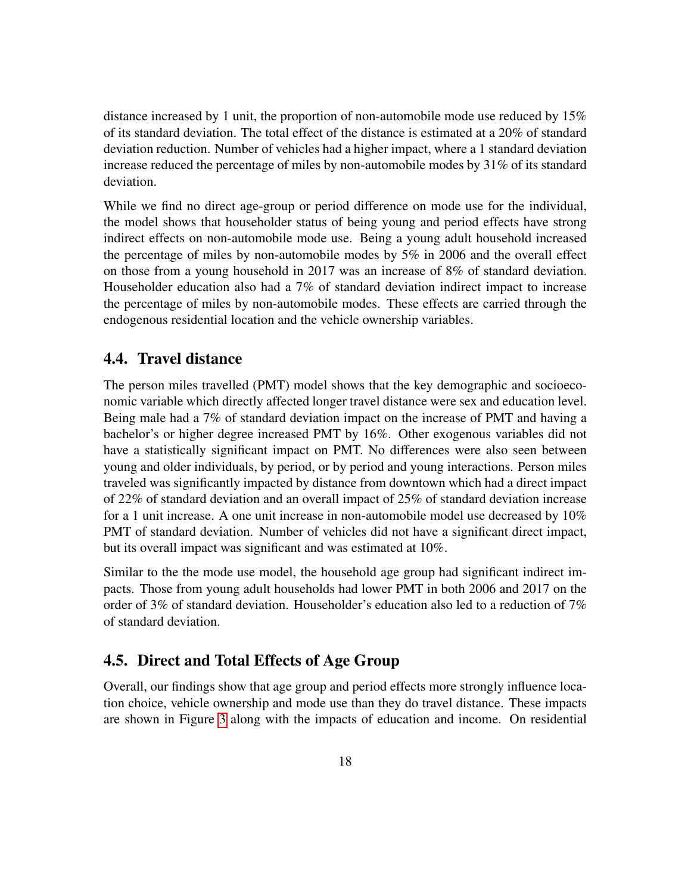distance increased by 1 unit, the proportion of non-automobile mode use reduced by 15% of its standard deviation. The total effect of the distance is estimated at a 20% of standard deviation reduction. Number of vehicles had a higher impact, where a 1 standard deviation increase reduced the percentage of miles by non-automobile modes by 31% of its standard deviation.

While we find no direct age-group or period difference on mode use for the individual, the model shows that householder status of being young and period effects have strong indirect effects on non-automobile mode use. Being a young adult household increased the percentage of miles by non-automobile modes by 5% in 2006 and the overall effect on those from a young household in 2017 was an increase of 8% of standard deviation. Householder education also had a 7% of standard deviation indirect impact to increase the percentage of miles by non-automobile modes. These effects are carried through the endogenous residential location and the vehicle ownership variables.

## 4.4. Travel distance

The person miles travelled (PMT) model shows that the key demographic and socioeconomic variable which directly affected longer travel distance were sex and education level. Being male had a 7% of standard deviation impact on the increase of PMT and having a bachelor's or higher degree increased PMT by 16%. Other exogenous variables did not have a statistically significant impact on PMT. No differences were also seen between young and older individuals, by period, or by period and young interactions. Person miles traveled was significantly impacted by distance from downtown which had a direct impact of 22% of standard deviation and an overall impact of 25% of standard deviation increase for a 1 unit increase. A one unit increase in non-automobile model use decreased by 10% PMT of standard deviation. Number of vehicles did not have a significant direct impact, but its overall impact was significant and was estimated at 10%.

Similar to the the mode use model, the household age group had significant indirect impacts. Those from young adult households had lower PMT in both 2006 and 2017 on the order of 3% of standard deviation. Householder's education also led to a reduction of 7% of standard deviation.

## 4.5. Direct and Total Effects of Age Group

Overall, our findings show that age group and period effects more strongly influence location choice, vehicle ownership and mode use than they do travel distance. These impacts are shown in Figure 3 along with the impacts of education and income. On residential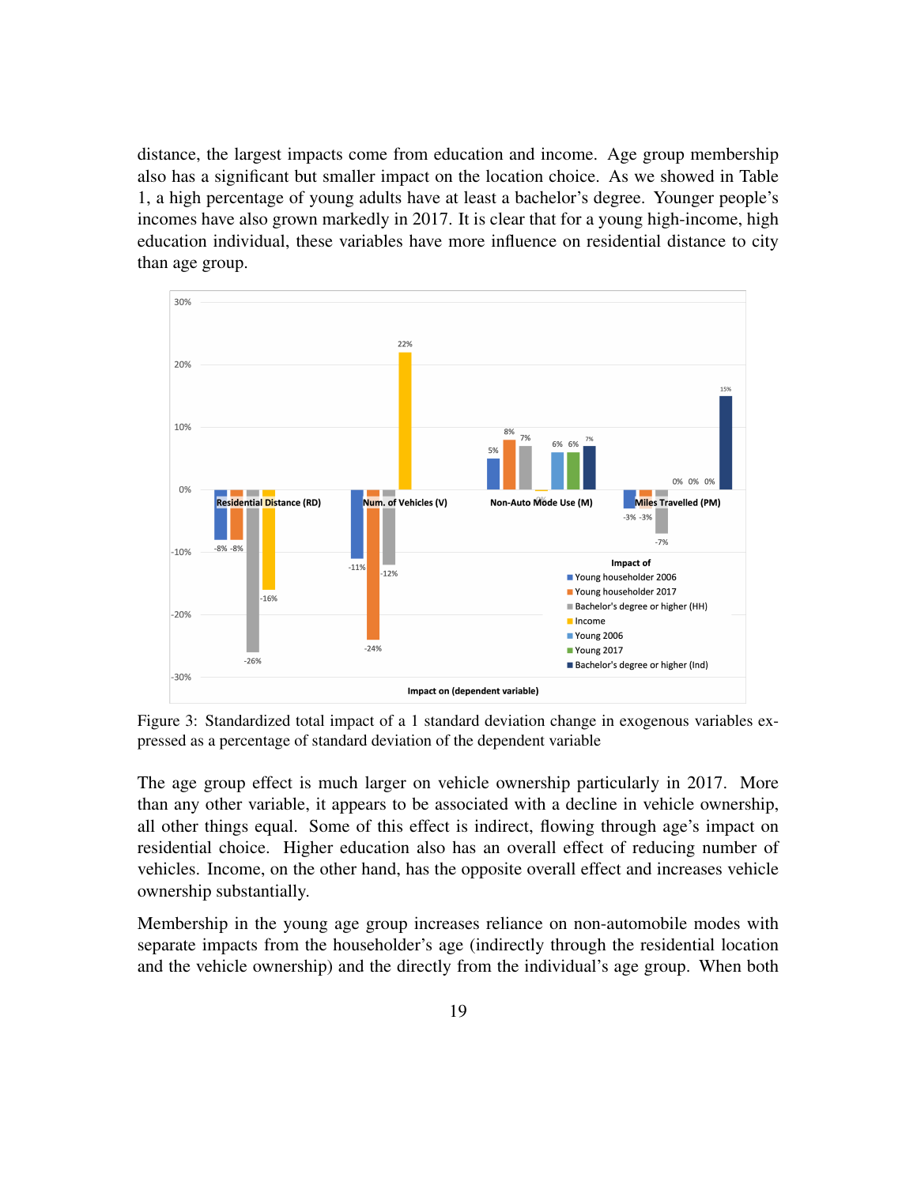distance, the largest impacts come from education and income. Age group membership also has a significant but smaller impact on the location choice. As we showed in Table 1, a high percentage of young adults have at least a bachelor's degree. Younger people's incomes have also grown markedly in 2017. It is clear that for a young high-income, high education individual, these variables have more influence on residential distance to city than age group.

Figure 3: Standardized total impact of a 1 standard deviation change in exogenous variables expressed as a percentage of standard deviation of the dependent variable

The age group effect is much larger on vehicle ownership particularly in 2017. More than any other variable, it appears to be associated with a decline in vehicle ownership, all other things equal. Some of this effect is indirect, flowing through age's impact on residential choice. Higher education also has an overall effect of reducing number of vehicles. Income, on the other hand, has the opposite overall effect and increases vehicle ownership substantially.

Membership in the young age group increases reliance on non-automobile modes with separate impacts from the householder's age (indirectly through the residential location and the vehicle ownership) and the directly from the individual's age group. When both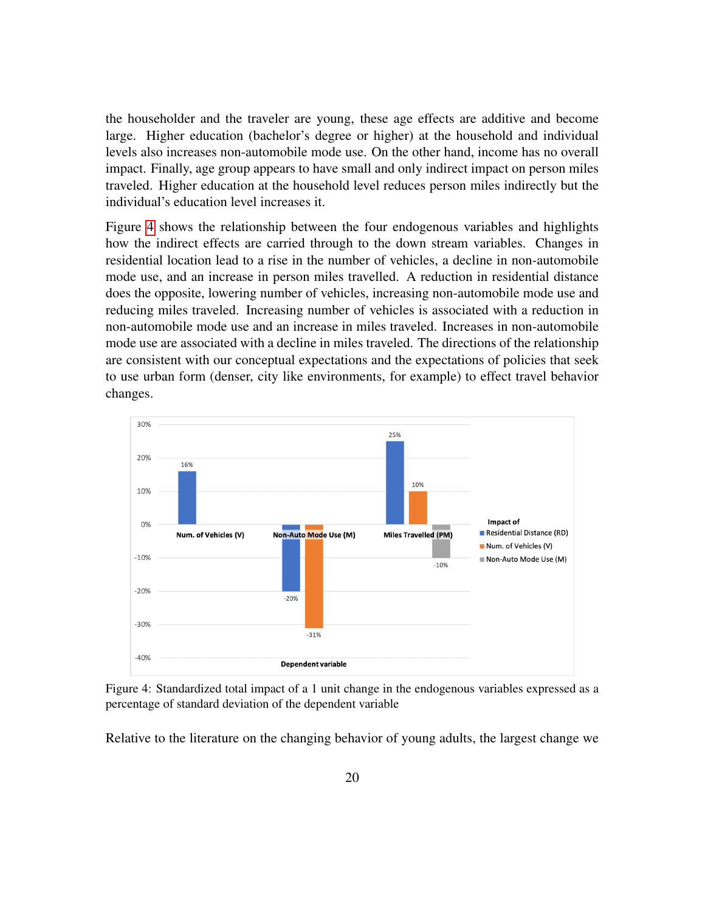the householder and the traveler are young, these age effects are additive and become large. Higher education (bachelor's degree or higher) at the household and individual levels also increases non-automobile mode use. On the other hand, income has no overall impact. Finally, age group appears to have small and only indirect impact on person miles traveled. Higher education at the household level reduces person miles indirectly but the individual's education level increases it.

Figure 4 shows the relationship between the four endogenous variables and highlights how the indirect effects are carried through to the down stream variables. Changes in residential location lead to a rise in the number of vehicles, a decline in non-automobile mode use, and an increase in person miles travelled. A reduction in residential distance does the opposite, lowering number of vehicles, increasing non-automobile mode use and reducing miles traveled. Increasing number of vehicles is associated with a reduction in non-automobile mode use and an increase in miles traveled. Increases in non-automobile mode use are associated with a decline in miles traveled. The directions of the relationship are consistent with our conceptual expectations and the expectations of policies that seek to use urban form (denser, city like environments, for example) to effect travel behavior changes.

| Dependent variable | Impact of Residential Distance (RD) | Impact of Num. of Vehicles (V) | Impact of Non-Auto Mode Use (M) |
|---|---|---|---|
| Num. of Vehicles (V) | 16% | | |
| Non-Auto Mode Use (M) | -20% | -31% | |
| Miles Travelled (PM) | 25% | 10% | -10% |

Figure 4: Standardized total impact of a 1 unit change in the endogenous variables expressed as a percentage of standard deviation of the dependent variable

Relative to the literature on the changing behavior of young adults, the largest change we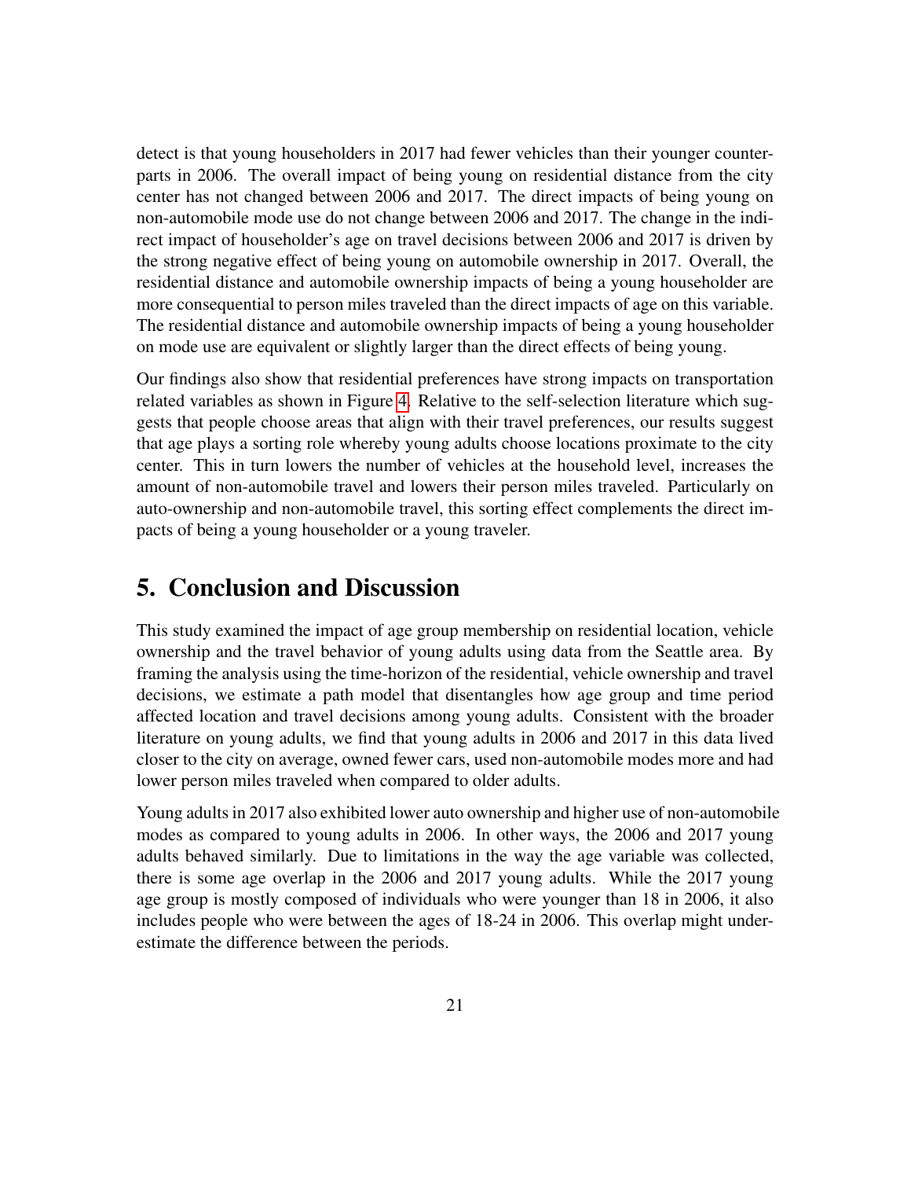detect is that young householders in 2017 had fewer vehicles than their younger counterparts in 2006. The overall impact of being young on residential distance from the city center has not changed between 2006 and 2017. The direct impacts of being young on non-automobile mode use do not change between 2006 and 2017. The change in the indirect impact of householder's age on travel decisions between 2006 and 2017 is driven by the strong negative effect of being young on automobile ownership in 2017. Overall, the residential distance and automobile ownership impacts of being a young householder are more consequential to person miles traveled than the direct impacts of age on this variable. The residential distance and automobile ownership impacts of being a young householder on mode use are equivalent or slightly larger than the direct effects of being young.

Our findings also show that residential preferences have strong impacts on transportation related variables as shown in Figure 4. Relative to the self-selection literature which suggests that people choose areas that align with their travel preferences, our results suggest that age plays a sorting role whereby young adults choose locations proximate to the city center. This in turn lowers the number of vehicles at the household level, increases the amount of non-automobile travel and lowers their person miles traveled. Particularly on auto-ownership and non-automobile travel, this sorting effect complements the direct impacts of being a young householder or a young traveler.

# 5. Conclusion and Discussion

This study examined the impact of age group membership on residential location, vehicle ownership and the travel behavior of young adults using data from the Seattle area. By framing the analysis using the time-horizon of the residential, vehicle ownership and travel decisions, we estimate a path model that disentangles how age group and time period affected location and travel decisions among young adults. Consistent with the broader literature on young adults, we find that young adults in 2006 and 2017 in this data lived closer to the city on average, owned fewer cars, used non-automobile modes more and had lower person miles traveled when compared to older adults.

Young adults in 2017 also exhibited lower auto ownership and higher use of non-automobile modes as compared to young adults in 2006. In other ways, the 2006 and 2017 young adults behaved similarly. Due to limitations in the way the age variable was collected, there is some age overlap in the 2006 and 2017 young adults. While the 2017 young age group is mostly composed of individuals who were younger than 18 in 2006, it also includes people who were between the ages of 18-24 in 2006. This overlap might underestimate the difference between the periods.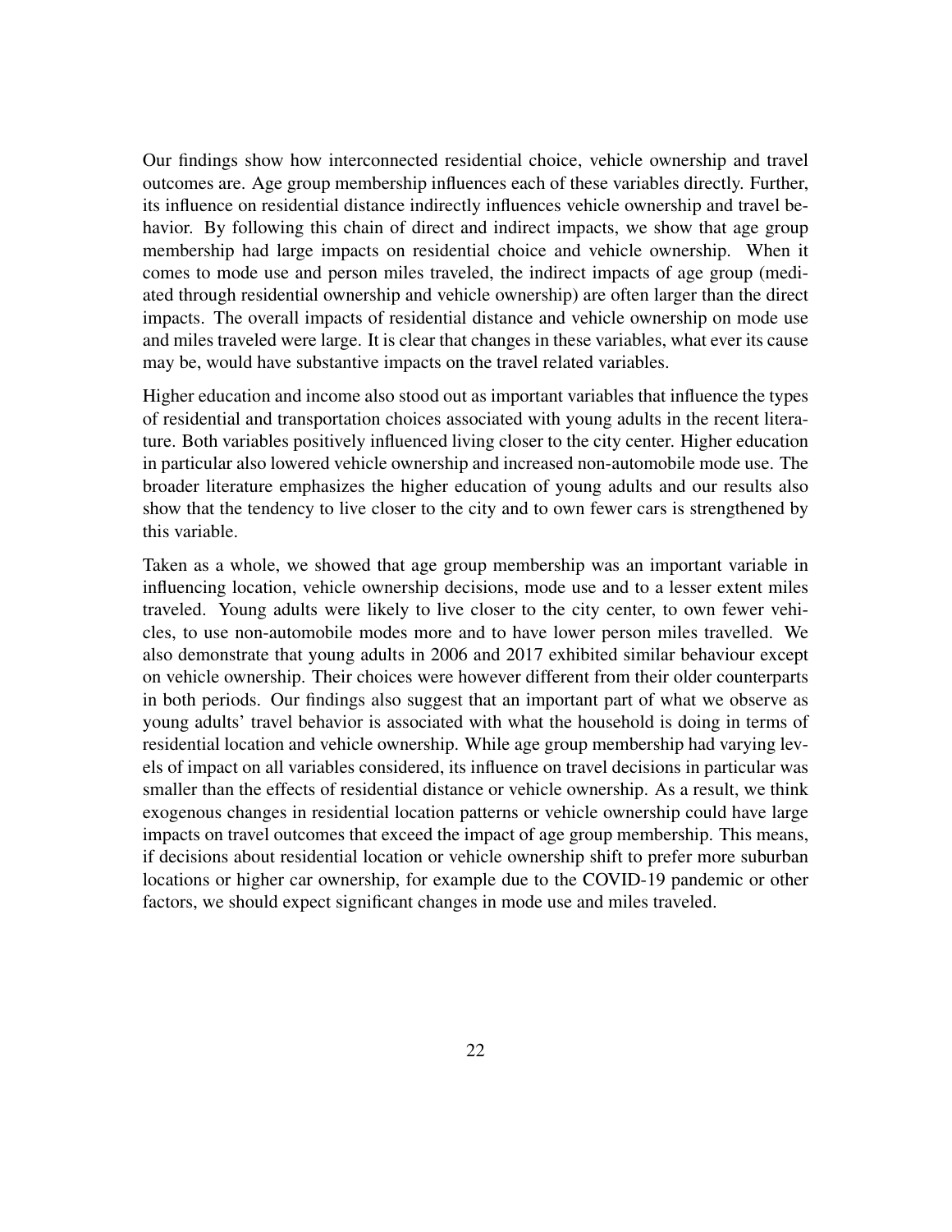Our findings show how interconnected residential choice, vehicle ownership and travel outcomes are. Age group membership influences each of these variables directly. Further, its influence on residential distance indirectly influences vehicle ownership and travel behavior. By following this chain of direct and indirect impacts, we show that age group membership had large impacts on residential choice and vehicle ownership. When it comes to mode use and person miles traveled, the indirect impacts of age group (mediated through residential ownership and vehicle ownership) are often larger than the direct impacts. The overall impacts of residential distance and vehicle ownership on mode use and miles traveled were large. It is clear that changes in these variables, what ever its cause may be, would have substantive impacts on the travel related variables.

Higher education and income also stood out as important variables that influence the types of residential and transportation choices associated with young adults in the recent literature. Both variables positively influenced living closer to the city center. Higher education in particular also lowered vehicle ownership and increased non-automobile mode use. The broader literature emphasizes the higher education of young adults and our results also show that the tendency to live closer to the city and to own fewer cars is strengthened by this variable.

Taken as a whole, we showed that age group membership was an important variable in influencing location, vehicle ownership decisions, mode use and to a lesser extent miles traveled. Young adults were likely to live closer to the city center, to own fewer vehicles, to use non-automobile modes more and to have lower person miles travelled. We also demonstrate that young adults in 2006 and 2017 exhibited similar behaviour except on vehicle ownership. Their choices were however different from their older counterparts in both periods. Our findings also suggest that an important part of what we observe as young adults' travel behavior is associated with what the household is doing in terms of residential location and vehicle ownership. While age group membership had varying levels of impact on all variables considered, its influence on travel decisions in particular was smaller than the effects of residential distance or vehicle ownership. As a result, we think exogenous changes in residential location patterns or vehicle ownership could have large impacts on travel outcomes that exceed the impact of age group membership. This means, if decisions about residential location or vehicle ownership shift to prefer more suburban locations or higher car ownership, for example due to the COVID-19 pandemic or other factors, we should expect significant changes in mode use and miles traveled.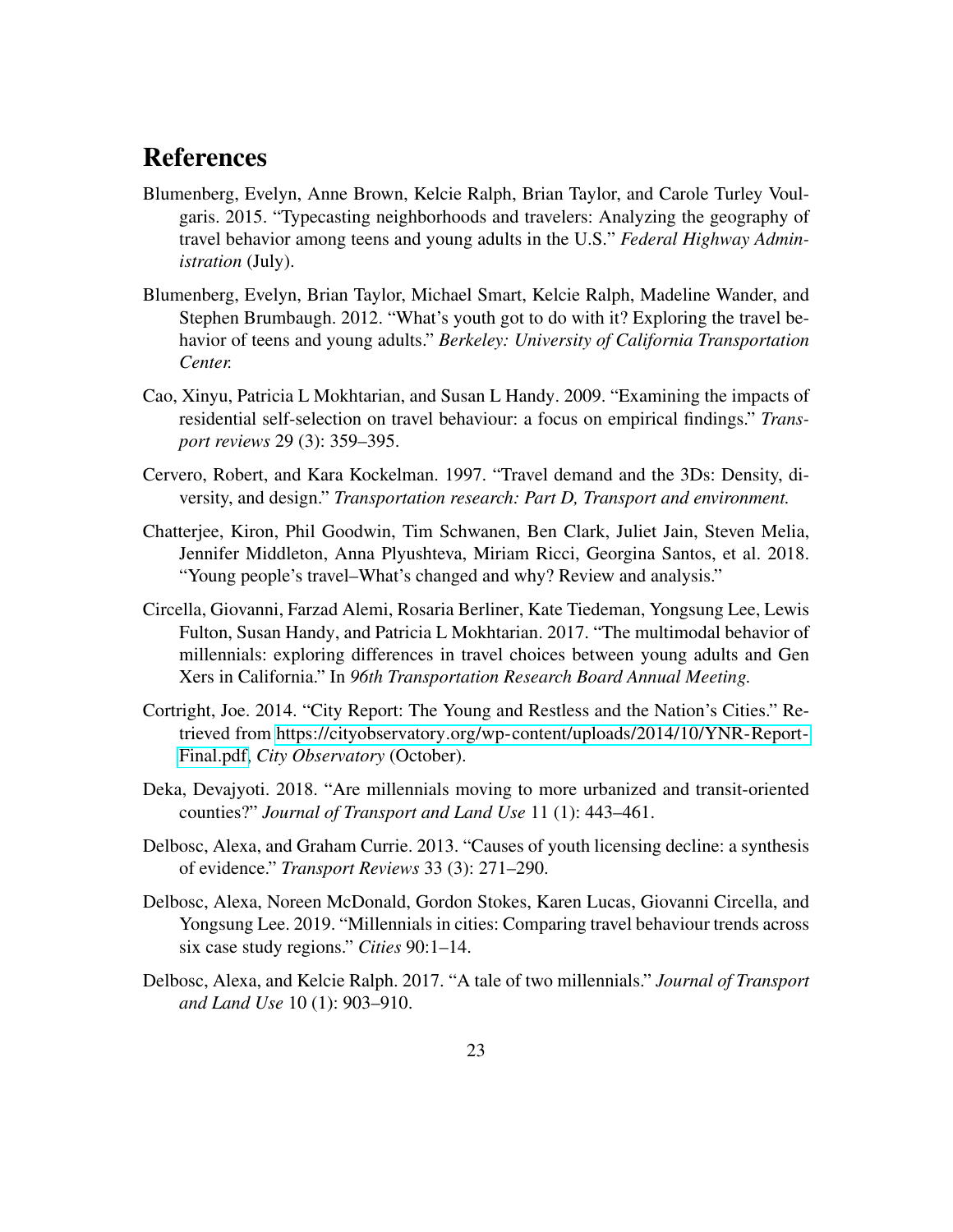## References

Blumenberg, Evelyn, Anne Brown, Kelcie Ralph, Brian Taylor, and Carole Turley Voulgaris. 2015. "Typecasting neighborhoods and travelers: Analyzing the geography of travel behavior among teens and young adults in the U.S." *Federal Highway Administration* (July).

Blumenberg, Evelyn, Brian Taylor, Michael Smart, Kelcie Ralph, Madeline Wander, and Stephen Brumbaugh. 2012. "What's youth got to do with it? Exploring the travel behavior of teens and young adults." *Berkeley: University of California Transportation Center.*

Cao, Xinyu, Patricia L Mokhtarian, and Susan L Handy. 2009. "Examining the impacts of residential self-selection on travel behaviour: a focus on empirical findings." *Transport reviews* 29 (3): 359–395.

Cervero, Robert, and Kara Kockelman. 1997. "Travel demand and the 3Ds: Density, diversity, and design." *Transportation research: Part D, Transport and environment.*

Chatterjee, Kiron, Phil Goodwin, Tim Schwanen, Ben Clark, Juliet Jain, Steven Melia, Jennifer Middleton, Anna Plyushteva, Miriam Ricci, Georgina Santos, et al. 2018. "Young people's travel–What's changed and why? Review and analysis."

Circella, Giovanni, Farzad Alemi, Rosaria Berliner, Kate Tiedeman, Yongsung Lee, Lewis Fulton, Susan Handy, and Patricia L Mokhtarian. 2017. "The multimodal behavior of millennials: exploring differences in travel choices between young adults and Gen Xers in California." In *96th Transportation Research Board Annual Meeting.*

Cortright, Joe. 2014. "City Report: The Young and Restless and the Nation's Cities." Retrieved from https://cityobservatory.org/wp-content/uploads/2014/10/YNR-Report-Final.pdf, *City Observatory* (October).

Deka, Devajyoti. 2018. "Are millennials moving to more urbanized and transit-oriented counties?" *Journal of Transport and Land Use* 11 (1): 443–461.

Delbosc, Alexa, and Graham Currie. 2013. "Causes of youth licensing decline: a synthesis of evidence." *Transport Reviews* 33 (3): 271–290.

Delbosc, Alexa, Noreen McDonald, Gordon Stokes, Karen Lucas, Giovanni Circella, and Yongsung Lee. 2019. "Millennials in cities: Comparing travel behaviour trends across six case study regions." *Cities* 90:1–14.

Delbosc, Alexa, and Kelcie Ralph. 2017. "A tale of two millennials." *Journal of Transport and Land Use* 10 (1): 903–910.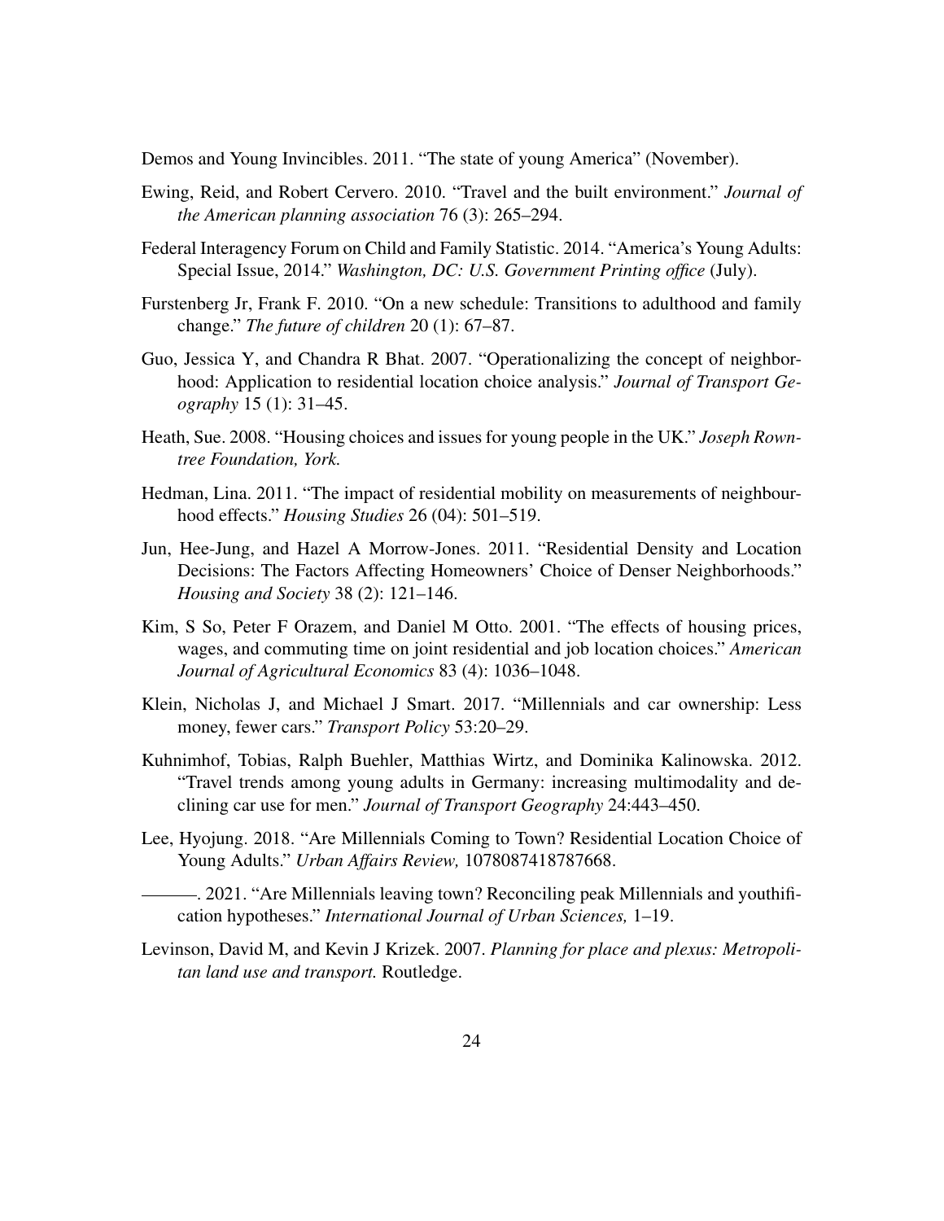Demos and Young Invincibles. 2011. "The state of young America" (November).

Ewing, Reid, and Robert Cervero. 2010. "Travel and the built environment." *Journal of the American planning association* 76 (3): 265–294.

Federal Interagency Forum on Child and Family Statistic. 2014. "America's Young Adults: Special Issue, 2014." *Washington, DC: U.S. Government Printing office* (July).

Furstenberg Jr, Frank F. 2010. "On a new schedule: Transitions to adulthood and family change." *The future of children* 20 (1): 67–87.

Guo, Jessica Y, and Chandra R Bhat. 2007. "Operationalizing the concept of neighborhood: Application to residential location choice analysis." *Journal of Transport Geography* 15 (1): 31–45.

Heath, Sue. 2008. "Housing choices and issues for young people in the UK." *Joseph Rowntree Foundation, York.*

Hedman, Lina. 2011. "The impact of residential mobility on measurements of neighbourhood effects." *Housing Studies* 26 (04): 501–519.

Jun, Hee-Jung, and Hazel A Morrow-Jones. 2011. "Residential Density and Location Decisions: The Factors Affecting Homeowners' Choice of Denser Neighborhoods." *Housing and Society* 38 (2): 121–146.

Kim, S So, Peter F Orazem, and Daniel M Otto. 2001. "The effects of housing prices, wages, and commuting time on joint residential and job location choices." *American Journal of Agricultural Economics* 83 (4): 1036–1048.

Klein, Nicholas J, and Michael J Smart. 2017. "Millennials and car ownership: Less money, fewer cars." *Transport Policy* 53:20–29.

Kuhnimhof, Tobias, Ralph Buehler, Matthias Wirtz, and Dominika Kalinowska. 2012. "Travel trends among young adults in Germany: increasing multimodality and declining car use for men." *Journal of Transport Geography* 24:443–450.

Lee, Hyojung. 2018. "Are Millennials Coming to Town? Residential Location Choice of Young Adults." *Urban Affairs Review,* 1078087418787668.

———. 2021. "Are Millennials leaving town? Reconciling peak Millennials and youthification hypotheses." *International Journal of Urban Sciences,* 1–19.

Levinson, David M, and Kevin J Krizek. 2007. *Planning for place and plexus: Metropolitan land use and transport.* Routledge.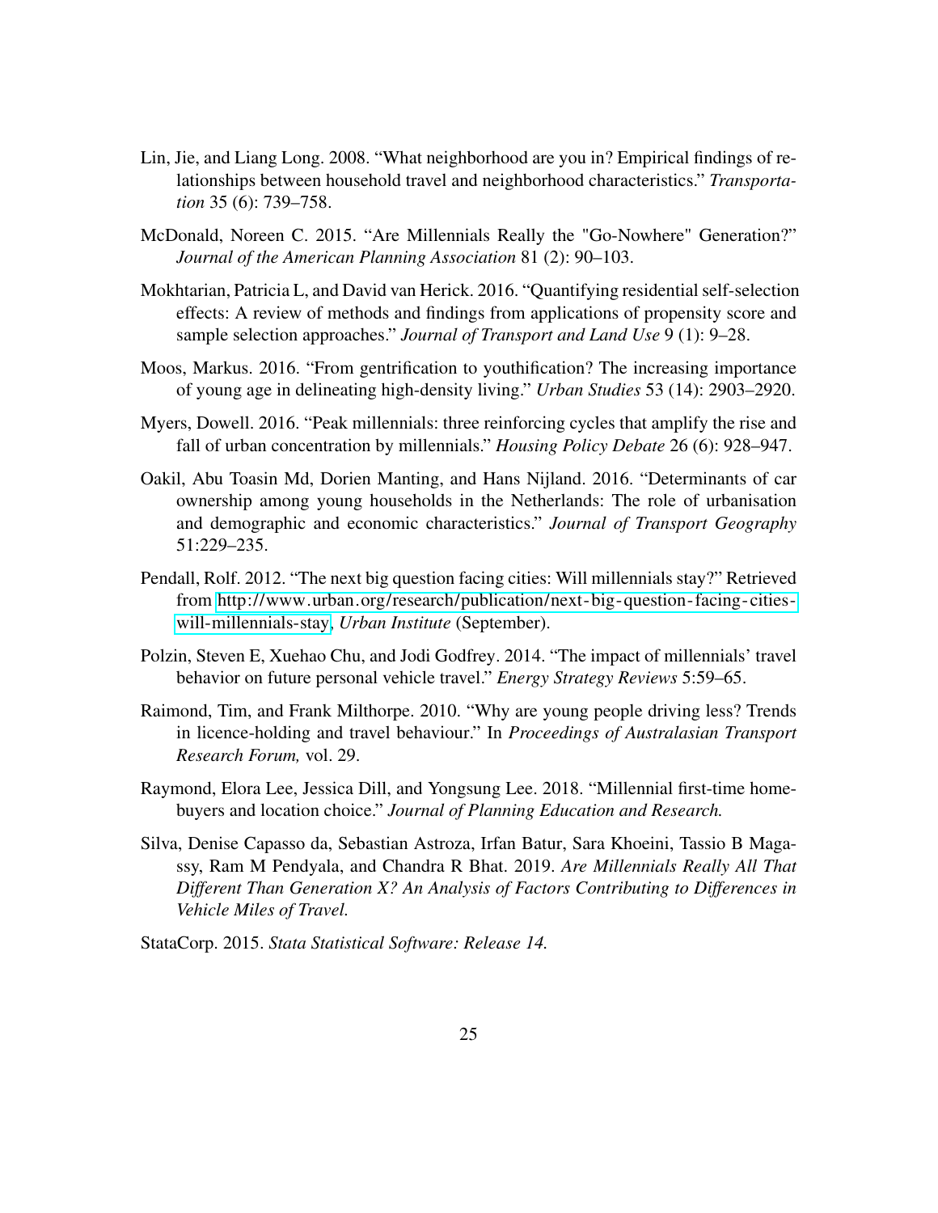Lin, Jie, and Liang Long. 2008. "What neighborhood are you in? Empirical findings of relationships between household travel and neighborhood characteristics." *Transportation* 35 (6): 739–758.

McDonald, Noreen C. 2015. "Are Millennials Really the "Go-Nowhere" Generation?" *Journal of the American Planning Association* 81 (2): 90–103.

Mokhtarian, Patricia L, and David van Herick. 2016. "Quantifying residential self-selection effects: A review of methods and findings from applications of propensity score and sample selection approaches." *Journal of Transport and Land Use* 9 (1): 9–28.

Moos, Markus. 2016. "From gentrification to youthification? The increasing importance of young age in delineating high-density living." *Urban Studies* 53 (14): 2903–2920.

Myers, Dowell. 2016. "Peak millennials: three reinforcing cycles that amplify the rise and fall of urban concentration by millennials." *Housing Policy Debate* 26 (6): 928–947.

Oakil, Abu Toasin Md, Dorien Manting, and Hans Nijland. 2016. "Determinants of car ownership among young households in the Netherlands: The role of urbanisation and demographic and economic characteristics." *Journal of Transport Geography* 51:229–235.

Pendall, Rolf. 2012. "The next big question facing cities: Will millennials stay?" Retrieved from http://www.urban.org/research/publication/next-big-question-facing-cities-will-millennials-stay, *Urban Institute* (September).

Polzin, Steven E, Xuehao Chu, and Jodi Godfrey. 2014. "The impact of millennials' travel behavior on future personal vehicle travel." *Energy Strategy Reviews* 5:59–65.

Raimond, Tim, and Frank Milthorpe. 2010. "Why are young people driving less? Trends in licence-holding and travel behaviour." In *Proceedings of Australasian Transport Research Forum,* vol. 29.

Raymond, Elora Lee, Jessica Dill, and Yongsung Lee. 2018. "Millennial first-time homebuyers and location choice." *Journal of Planning Education and Research.*

Silva, Denise Capasso da, Sebastian Astroza, Irfan Batur, Sara Khoeini, Tassio B Magassy, Ram M Pendyala, and Chandra R Bhat. 2019. *Are Millennials Really All That Different Than Generation X? An Analysis of Factors Contributing to Differences in Vehicle Miles of Travel.*

StataCorp. 2015. *Stata Statistical Software: Release 14.*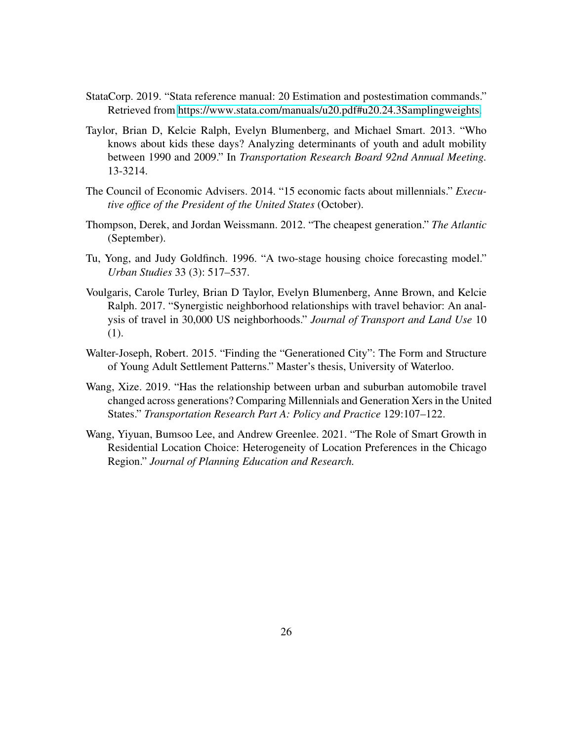StataCorp. 2019. "Stata reference manual: 20 Estimation and postestimation commands." Retrieved from https://www.stata.com/manuals/u20.pdf#u20.24.3Samplingweights.

Taylor, Brian D, Kelcie Ralph, Evelyn Blumenberg, and Michael Smart. 2013. "Who knows about kids these days? Analyzing determinants of youth and adult mobility between 1990 and 2009." In *Transportation Research Board 92nd Annual Meeting.* 13-3214.

The Council of Economic Advisers. 2014. "15 economic facts about millennials." *Executive office of the President of the United States* (October).

Thompson, Derek, and Jordan Weissmann. 2012. "The cheapest generation." *The Atlantic* (September).

Tu, Yong, and Judy Goldfinch. 1996. "A two-stage housing choice forecasting model." *Urban Studies* 33 (3): 517–537.

Voulgaris, Carole Turley, Brian D Taylor, Evelyn Blumenberg, Anne Brown, and Kelcie Ralph. 2017. "Synergistic neighborhood relationships with travel behavior: An analysis of travel in 30,000 US neighborhoods." *Journal of Transport and Land Use* 10 (1).

Walter-Joseph, Robert. 2015. "Finding the "Generationed City": The Form and Structure of Young Adult Settlement Patterns." Master's thesis, University of Waterloo.

Wang, Xize. 2019. "Has the relationship between urban and suburban automobile travel changed across generations? Comparing Millennials and Generation Xers in the United States." *Transportation Research Part A: Policy and Practice* 129:107–122.

Wang, Yiyuan, Bumsoo Lee, and Andrew Greenlee. 2021. "The Role of Smart Growth in Residential Location Choice: Heterogeneity of Location Preferences in the Chicago Region." *Journal of Planning Education and Research.*